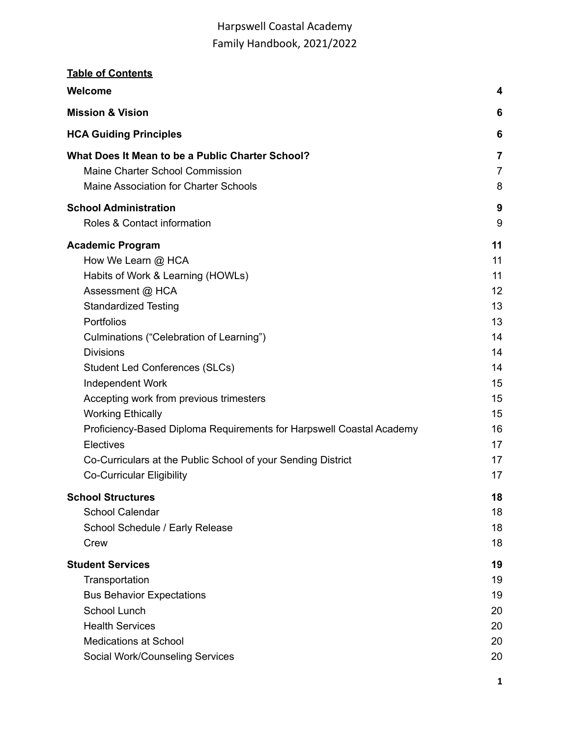# Harpswell Coastal Academy
# Family Handbook, 2021/2022

**Table of Contents**

| | |
|---|---|
| **Welcome** | **4** |
| **Mission & Vision** | **6** |
| **HCA Guiding Principles** | **6** |
| **What Does It Mean to be a Public Charter School?** | **7** |
| Maine Charter School Commission | 7 |
| Maine Association for Charter Schools | 8 |
| **School Administration** | **9** |
| Roles & Contact information | 9 |
| **Academic Program** | **11** |
| How We Learn @ HCA | 11 |
| Habits of Work & Learning (HOWLs) | 11 |
| Assessment @ HCA | 12 |
| Standardized Testing | 13 |
| Portfolios | 13 |
| Culminations ("Celebration of Learning") | 14 |
| Divisions | 14 |
| Student Led Conferences (SLCs) | 14 |
| Independent Work | 15 |
| Accepting work from previous trimesters | 15 |
| Working Ethically | 15 |
| Proficiency-Based Diploma Requirements for Harpswell Coastal Academy | 16 |
| Electives | 17 |
| Co-Curriculars at the Public School of your Sending District | 17 |
| Co-Curricular Eligibility | 17 |
| **School Structures** | **18** |
| School Calendar | 18 |
| School Schedule / Early Release | 18 |
| Crew | 18 |
| **Student Services** | **19** |
| Transportation | 19 |
| Bus Behavior Expectations | 19 |
| School Lunch | 20 |
| Health Services | 20 |
| Medications at School | 20 |
| Social Work/Counseling Services | 20 |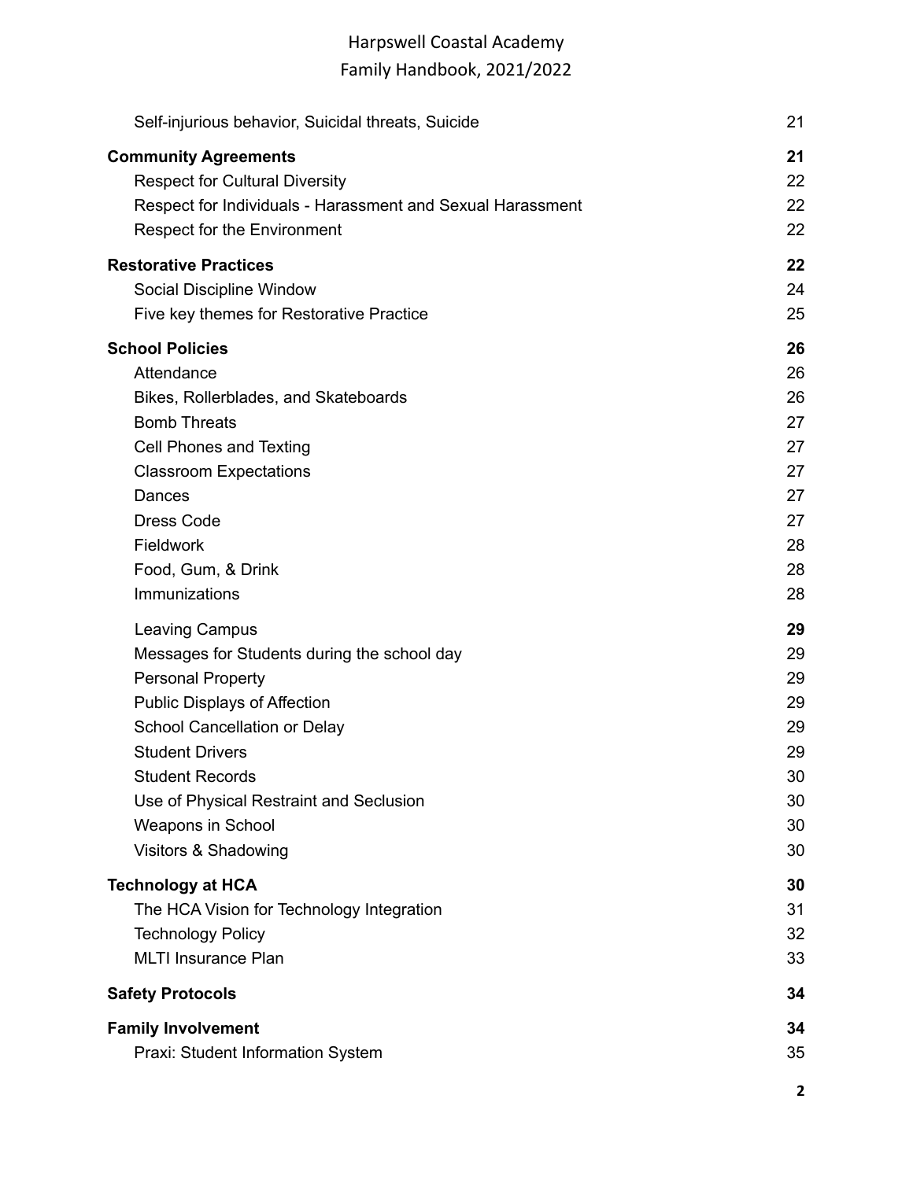| | |
|---|---|
| Self-injurious behavior, Suicidal threats, Suicide | 21 |
| **Community Agreements** | **21** |
| Respect for Cultural Diversity | 22 |
| Respect for Individuals - Harassment and Sexual Harassment | 22 |
| Respect for the Environment | 22 |
| **Restorative Practices** | **22** |
| Social Discipline Window | 24 |
| Five key themes for Restorative Practice | 25 |
| **School Policies** | **26** |
| Attendance | 26 |
| Bikes, Rollerblades, and Skateboards | 26 |
| Bomb Threats | 27 |
| Cell Phones and Texting | 27 |
| Classroom Expectations | 27 |
| Dances | 27 |
| Dress Code | 27 |
| Fieldwork | 28 |
| Food, Gum, & Drink | 28 |
| Immunizations | 28 |
| Leaving Campus | **29** |
| Messages for Students during the school day | 29 |
| Personal Property | 29 |
| Public Displays of Affection | 29 |
| School Cancellation or Delay | 29 |
| Student Drivers | 29 |
| Student Records | 30 |
| Use of Physical Restraint and Seclusion | 30 |
| Weapons in School | 30 |
| Visitors & Shadowing | 30 |
| **Technology at HCA** | **30** |
| The HCA Vision for Technology Integration | 31 |
| Technology Policy | 32 |
| MLTI Insurance Plan | 33 |
| **Safety Protocols** | **34** |
| **Family Involvement** | **34** |
| Praxi: Student Information System | 35 |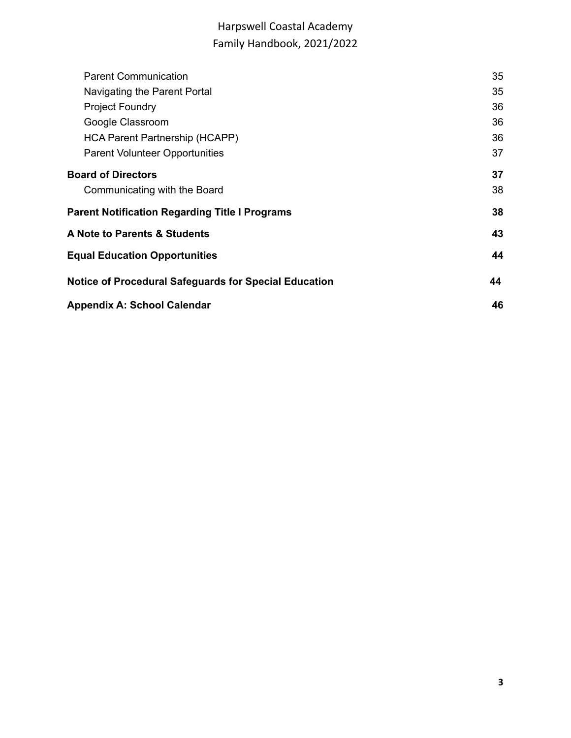| | |
|---|---|
| Parent Communication | 35 |
| Navigating the Parent Portal | 35 |
| Project Foundry | 36 |
| Google Classroom | 36 |
| HCA Parent Partnership (HCAPP) | 36 |
| Parent Volunteer Opportunities | 37 |
| **Board of Directors** | **37** |
| Communicating with the Board | 38 |
| **Parent Notification Regarding Title I Programs** | **38** |
| **A Note to Parents & Students** | **43** |
| **Equal Education Opportunities** | **44** |
| **Notice of Procedural Safeguards for Special Education** | **44** |
| **Appendix A: School Calendar** | **46** |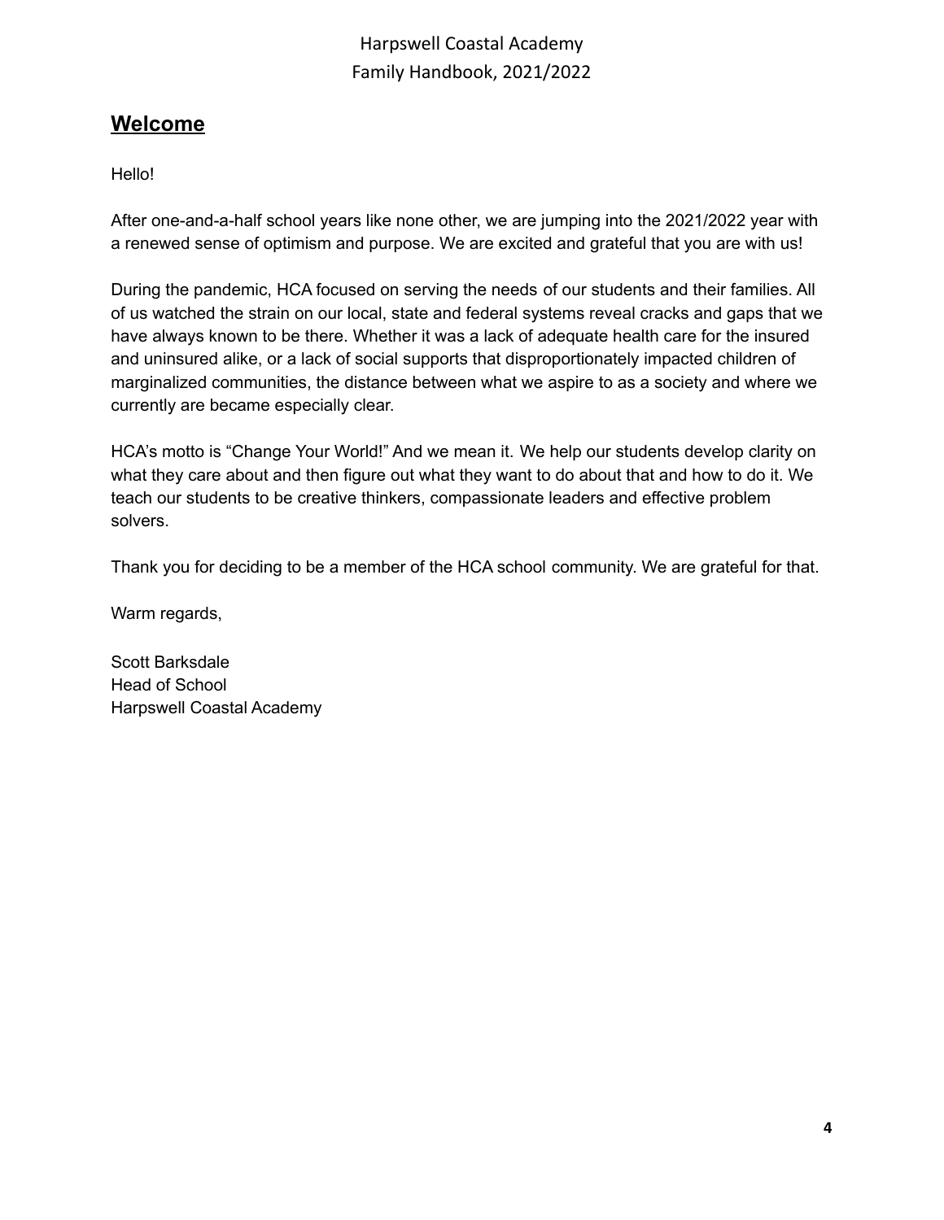## Welcome

Hello!

After one-and-a-half school years like none other, we are jumping into the 2021/2022 year with a renewed sense of optimism and purpose. We are excited and grateful that you are with us!

During the pandemic, HCA focused on serving the needs of our students and their families. All of us watched the strain on our local, state and federal systems reveal cracks and gaps that we have always known to be there. Whether it was a lack of adequate health care for the insured and uninsured alike, or a lack of social supports that disproportionately impacted children of marginalized communities, the distance between what we aspire to as a society and where we currently are became especially clear.

HCA's motto is "Change Your World!" And we mean it. We help our students develop clarity on what they care about and then figure out what they want to do about that and how to do it. We teach our students to be creative thinkers, compassionate leaders and effective problem solvers.

Thank you for deciding to be a member of the HCA school community. We are grateful for that.

Warm regards,

Scott Barksdale
Head of School
Harpswell Coastal Academy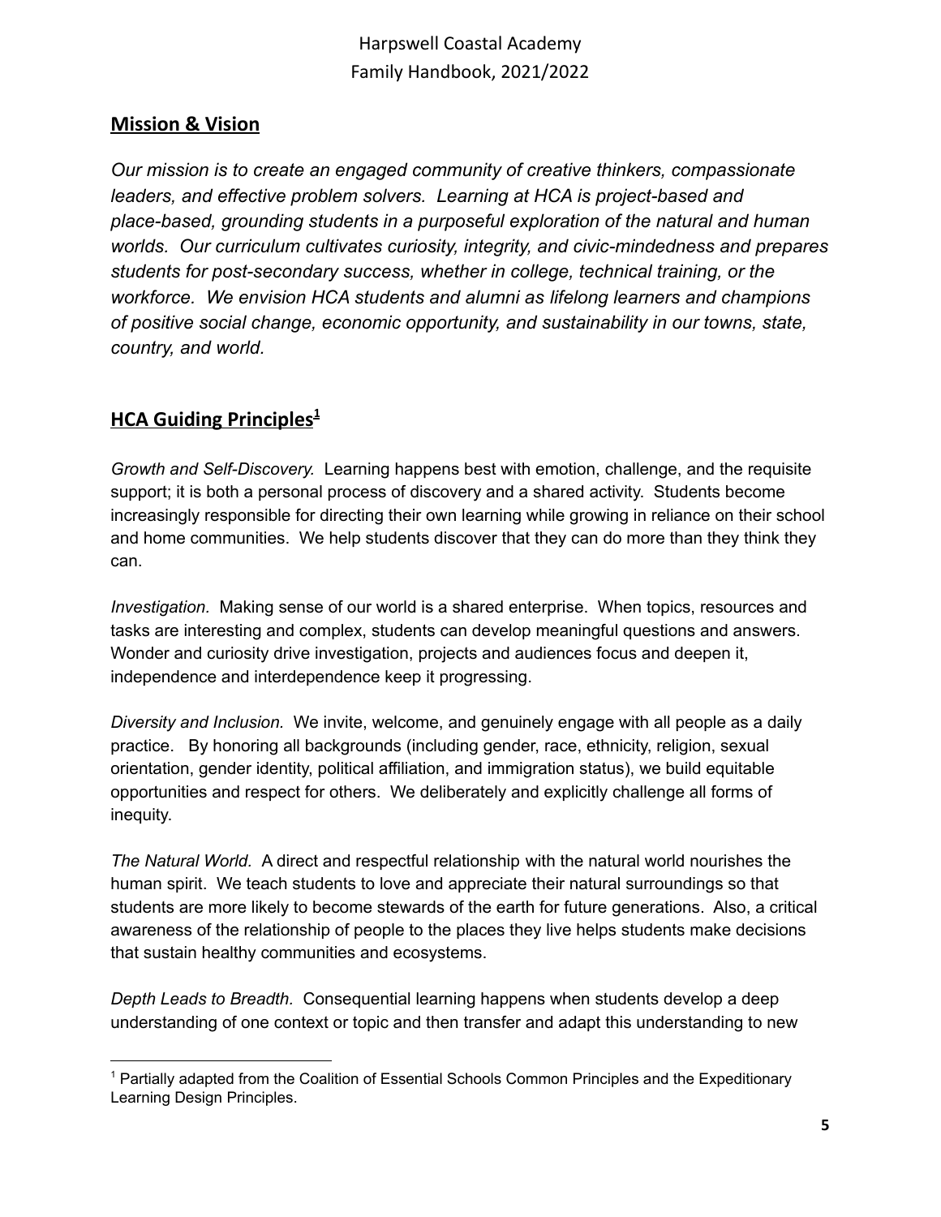## Mission & Vision

*Our mission is to create an engaged community of creative thinkers, compassionate leaders, and effective problem solvers. Learning at HCA is project-based and place-based, grounding students in a purposeful exploration of the natural and human worlds. Our curriculum cultivates curiosity, integrity, and civic-mindedness and prepares students for post-secondary success, whether in college, technical training, or the workforce. We envision HCA students and alumni as lifelong learners and champions of positive social change, economic opportunity, and sustainability in our towns, state, country, and world.*

## HCA Guiding Principles[1]

*Growth and Self-Discovery.* Learning happens best with emotion, challenge, and the requisite support; it is both a personal process of discovery and a shared activity. Students become increasingly responsible for directing their own learning while growing in reliance on their school and home communities. We help students discover that they can do more than they think they can.

*Investigation.* Making sense of our world is a shared enterprise. When topics, resources and tasks are interesting and complex, students can develop meaningful questions and answers. Wonder and curiosity drive investigation, projects and audiences focus and deepen it, independence and interdependence keep it progressing.

*Diversity and Inclusion.* We invite, welcome, and genuinely engage with all people as a daily practice. By honoring all backgrounds (including gender, race, ethnicity, religion, sexual orientation, gender identity, political affiliation, and immigration status), we build equitable opportunities and respect for others. We deliberately and explicitly challenge all forms of inequity.

*The Natural World.* A direct and respectful relationship with the natural world nourishes the human spirit. We teach students to love and appreciate their natural surroundings so that students are more likely to become stewards of the earth for future generations. Also, a critical awareness of the relationship of people to the places they live helps students make decisions that sustain healthy communities and ecosystems.

*Depth Leads to Breadth.* Consequential learning happens when students develop a deep understanding of one context or topic and then transfer and adapt this understanding to new

[1] Partially adapted from the Coalition of Essential Schools Common Principles and the Expeditionary Learning Design Principles.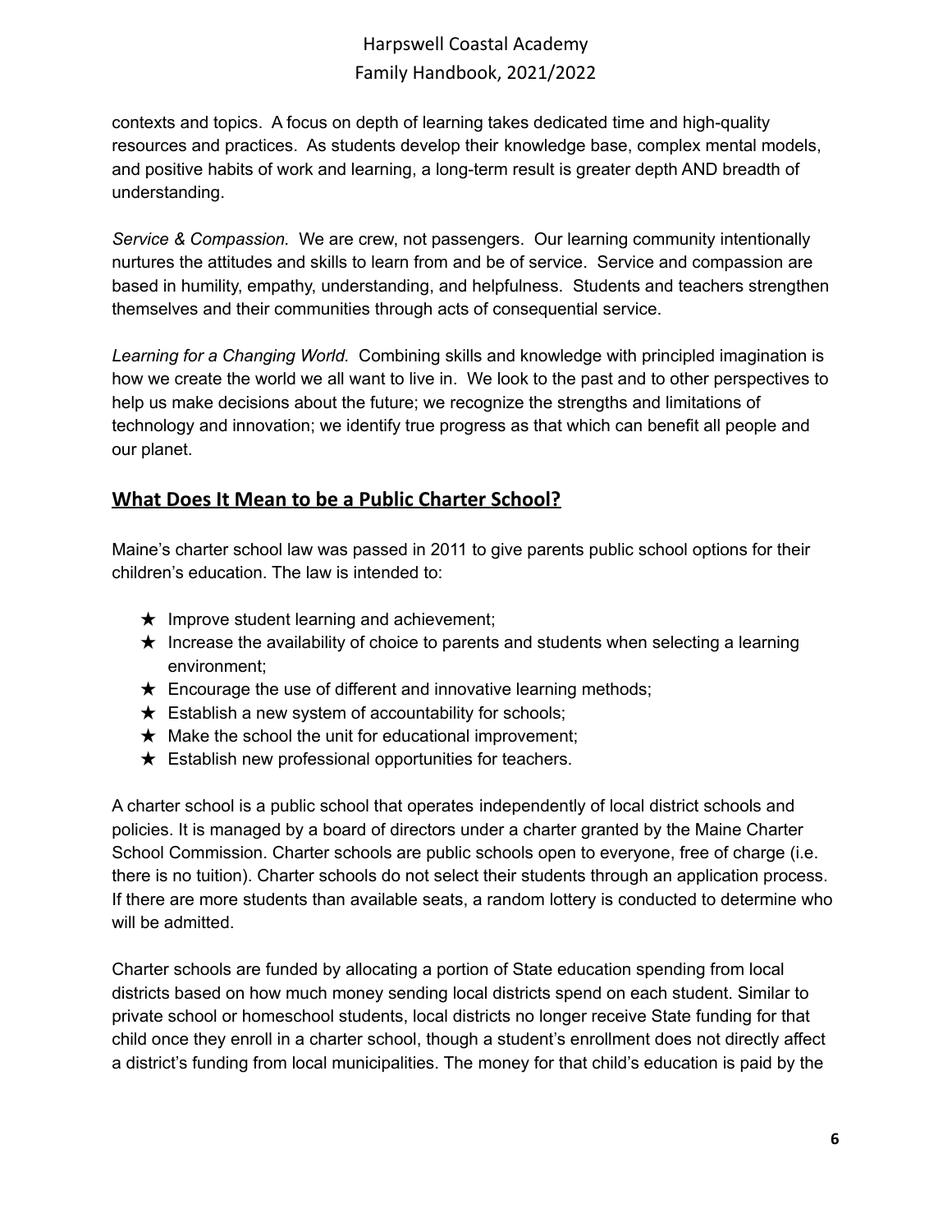contexts and topics. A focus on depth of learning takes dedicated time and high-quality resources and practices. As students develop their knowledge base, complex mental models, and positive habits of work and learning, a long-term result is greater depth AND breadth of understanding.

*Service & Compassion.* We are crew, not passengers. Our learning community intentionally nurtures the attitudes and skills to learn from and be of service. Service and compassion are based in humility, empathy, understanding, and helpfulness. Students and teachers strengthen themselves and their communities through acts of consequential service.

*Learning for a Changing World.* Combining skills and knowledge with principled imagination is how we create the world we all want to live in. We look to the past and to other perspectives to help us make decisions about the future; we recognize the strengths and limitations of technology and innovation; we identify true progress as that which can benefit all people and our planet.

## What Does It Mean to be a Public Charter School?

Maine's charter school law was passed in 2011 to give parents public school options for their children's education. The law is intended to:

- ★ Improve student learning and achievement;
- ★ Increase the availability of choice to parents and students when selecting a learning environment;
- ★ Encourage the use of different and innovative learning methods;
- ★ Establish a new system of accountability for schools;
- ★ Make the school the unit for educational improvement;
- ★ Establish new professional opportunities for teachers.

A charter school is a public school that operates independently of local district schools and policies. It is managed by a board of directors under a charter granted by the Maine Charter School Commission. Charter schools are public schools open to everyone, free of charge (i.e. there is no tuition). Charter schools do not select their students through an application process. If there are more students than available seats, a random lottery is conducted to determine who will be admitted.

Charter schools are funded by allocating a portion of State education spending from local districts based on how much money sending local districts spend on each student. Similar to private school or homeschool students, local districts no longer receive State funding for that child once they enroll in a charter school, though a student's enrollment does not directly affect a district's funding from local municipalities. The money for that child's education is paid by the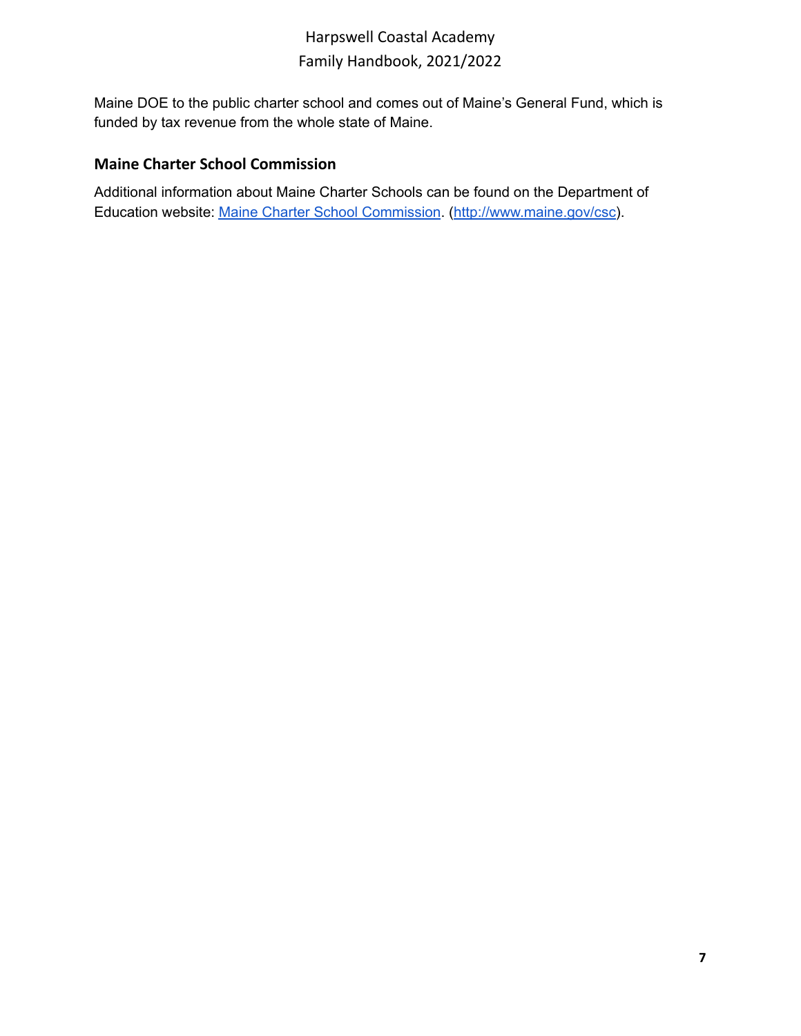Maine DOE to the public charter school and comes out of Maine's General Fund, which is funded by tax revenue from the whole state of Maine.

### Maine Charter School Commission

Additional information about Maine Charter Schools can be found on the Department of Education website: [Maine Charter School Commission](http://www.maine.gov/csc). ([http://www.maine.gov/csc](http://www.maine.gov/csc)).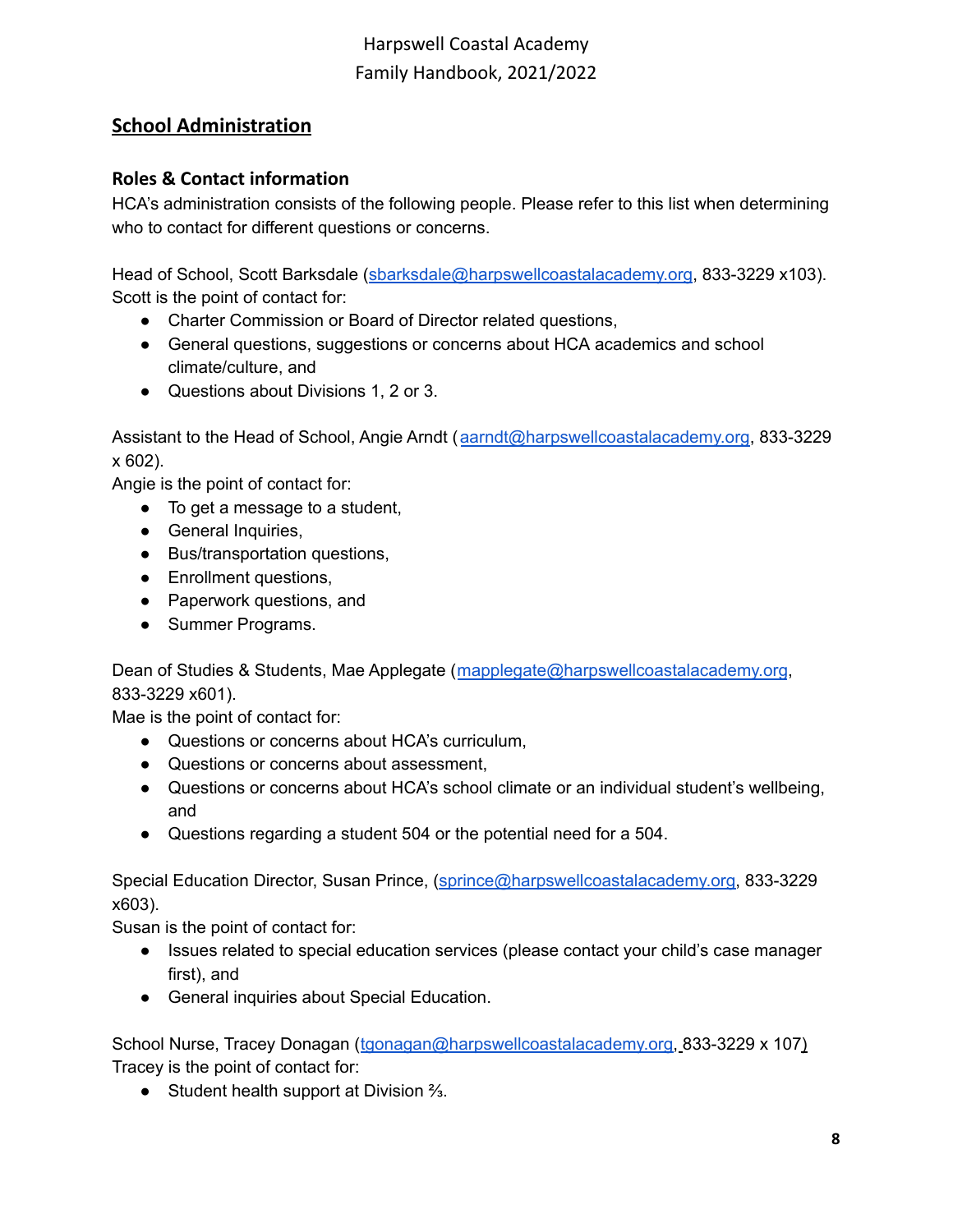## School Administration

### Roles & Contact information

HCA's administration consists of the following people. Please refer to this list when determining who to contact for different questions or concerns.

Head of School, Scott Barksdale (sbarksdale@harpswellcoastalacademy.org, 833-3229 x103). Scott is the point of contact for:

- Charter Commission or Board of Director related questions,
- General questions, suggestions or concerns about HCA academics and school climate/culture, and
- Questions about Divisions 1, 2 or 3.

Assistant to the Head of School, Angie Arndt ( aarndt@harpswellcoastalacademy.org, 833-3229 x 602).
Angie is the point of contact for:

- To get a message to a student,
- General Inquiries,
- Bus/transportation questions,
- Enrollment questions,
- Paperwork questions, and
- Summer Programs.

Dean of Studies & Students, Mae Applegate (mapplegate@harpswellcoastalacademy.org, 833-3229 x601).
Mae is the point of contact for:

- Questions or concerns about HCA's curriculum,
- Questions or concerns about assessment,
- Questions or concerns about HCA's school climate or an individual student's wellbeing, and
- Questions regarding a student 504 or the potential need for a 504.

Special Education Director, Susan Prince, (sprince@harpswellcoastalacademy.org, 833-3229 x603).
Susan is the point of contact for:

- Issues related to special education services (please contact your child's case manager first), and
- General inquiries about Special Education.

School Nurse, Tracey Donagan (tgonagan@harpswellcoastalacademy.org, 833-3229 x 107)
Tracey is the point of contact for:

- Student health support at Division ⅔.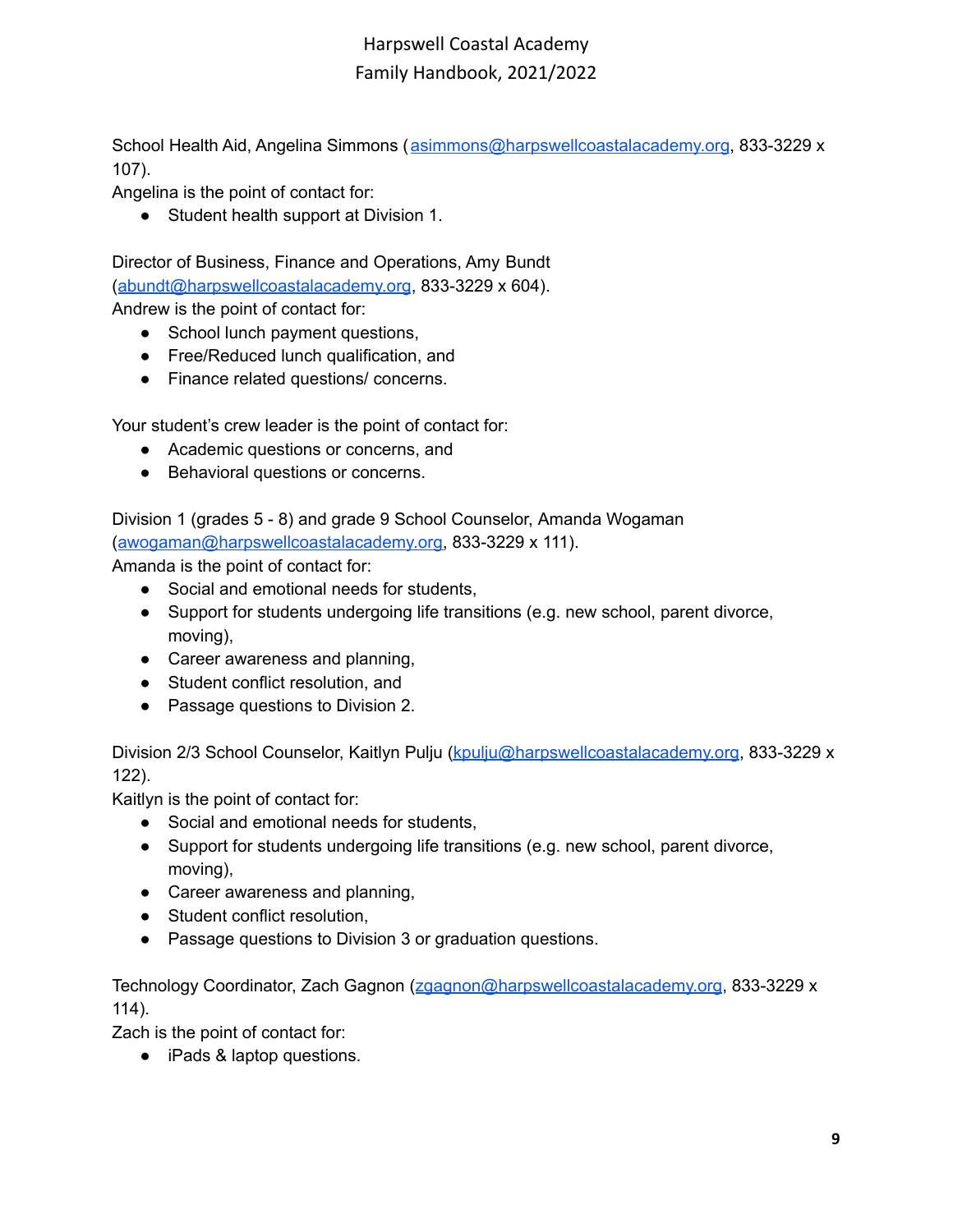School Health Aid, Angelina Simmons (asimmons@harpswellcoastalacademy.org, 833-3229 x 107).

Angelina is the point of contact for:

- Student health support at Division 1.

Director of Business, Finance and Operations, Amy Bundt (abundt@harpswellcoastalacademy.org, 833-3229 x 604).

Andrew is the point of contact for:

- School lunch payment questions,
- Free/Reduced lunch qualification, and
- Finance related questions/ concerns.

Your student's crew leader is the point of contact for:

- Academic questions or concerns, and
- Behavioral questions or concerns.

Division 1 (grades 5 - 8) and grade 9 School Counselor, Amanda Wogaman (awogaman@harpswellcoastalacademy.org, 833-3229 x 111).

Amanda is the point of contact for:

- Social and emotional needs for students,
- Support for students undergoing life transitions (e.g. new school, parent divorce, moving),
- Career awareness and planning,
- Student conflict resolution, and
- Passage questions to Division 2.

Division 2/3 School Counselor, Kaitlyn Pulju (kpulju@harpswellcoastalacademy.org, 833-3229 x 122).

Kaitlyn is the point of contact for:

- Social and emotional needs for students,
- Support for students undergoing life transitions (e.g. new school, parent divorce, moving),
- Career awareness and planning,
- Student conflict resolution,
- Passage questions to Division 3 or graduation questions.

Technology Coordinator, Zach Gagnon (zgagnon@harpswellcoastalacademy.org, 833-3229 x 114).

Zach is the point of contact for:

- iPads & laptop questions.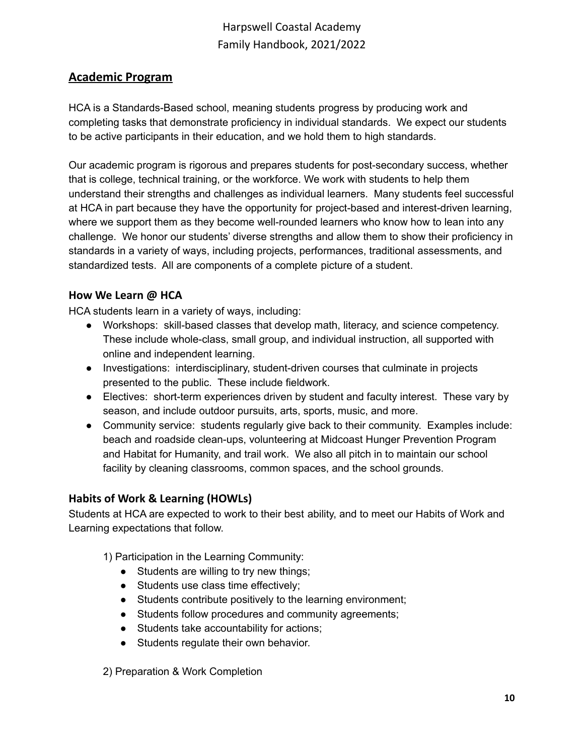## Academic Program

HCA is a Standards-Based school, meaning students progress by producing work and completing tasks that demonstrate proficiency in individual standards. We expect our students to be active participants in their education, and we hold them to high standards.

Our academic program is rigorous and prepares students for post-secondary success, whether that is college, technical training, or the workforce. We work with students to help them understand their strengths and challenges as individual learners. Many students feel successful at HCA in part because they have the opportunity for project-based and interest-driven learning, where we support them as they become well-rounded learners who know how to lean into any challenge. We honor our students' diverse strengths and allow them to show their proficiency in standards in a variety of ways, including projects, performances, traditional assessments, and standardized tests. All are components of a complete picture of a student.

### How We Learn @ HCA

HCA students learn in a variety of ways, including:

- Workshops: skill-based classes that develop math, literacy, and science competency. These include whole-class, small group, and individual instruction, all supported with online and independent learning.
- Investigations: interdisciplinary, student-driven courses that culminate in projects presented to the public. These include fieldwork.
- Electives: short-term experiences driven by student and faculty interest. These vary by season, and include outdoor pursuits, arts, sports, music, and more.
- Community service: students regularly give back to their community. Examples include: beach and roadside clean-ups, volunteering at Midcoast Hunger Prevention Program and Habitat for Humanity, and trail work. We also all pitch in to maintain our school facility by cleaning classrooms, common spaces, and the school grounds.

### Habits of Work & Learning (HOWLs)

Students at HCA are expected to work to their best ability, and to meet our Habits of Work and Learning expectations that follow.

1) Participation in the Learning Community:
   - Students are willing to try new things;
   - Students use class time effectively;
   - Students contribute positively to the learning environment;
   - Students follow procedures and community agreements;
   - Students take accountability for actions;
   - Students regulate their own behavior.

2) Preparation & Work Completion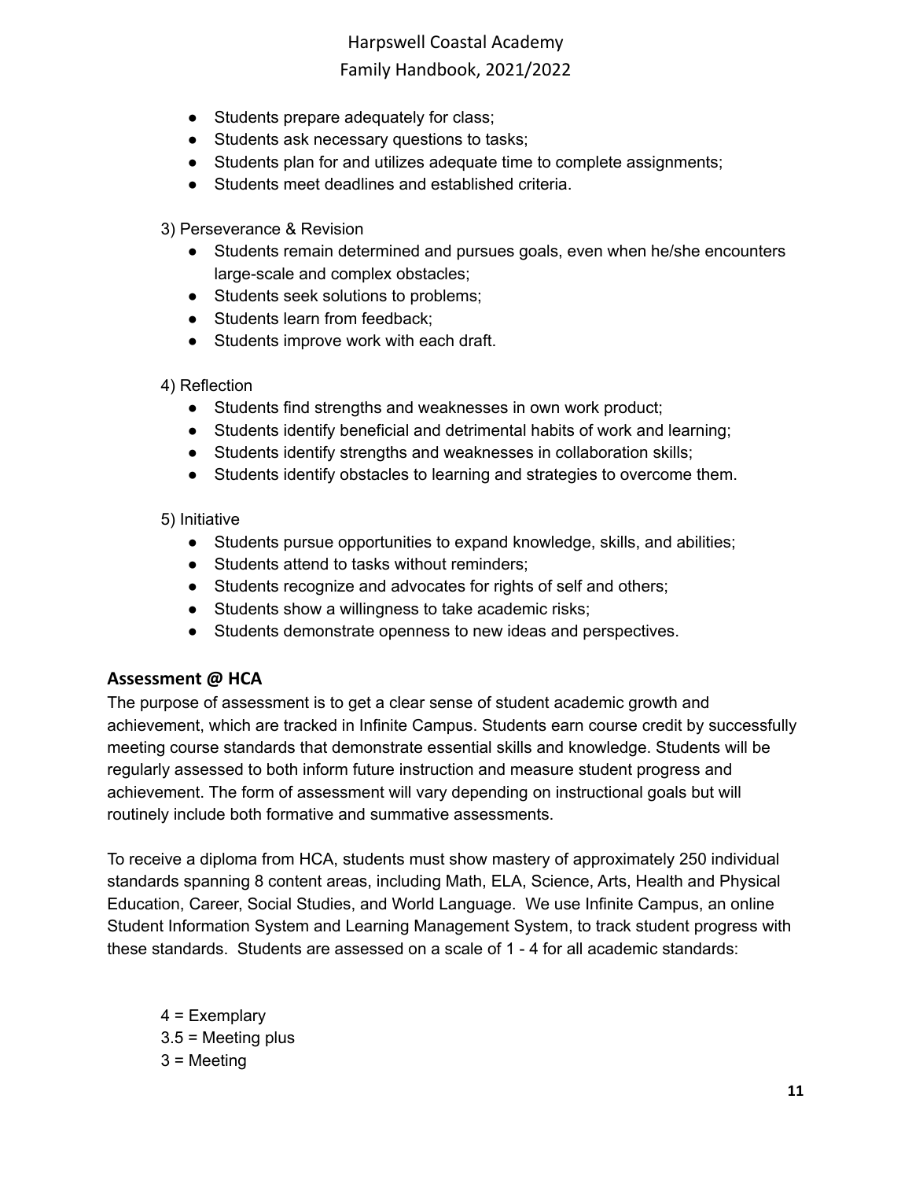- Students prepare adequately for class;
- Students ask necessary questions to tasks;
- Students plan for and utilizes adequate time to complete assignments;
- Students meet deadlines and established criteria.

3) Perseverance & Revision

- Students remain determined and pursues goals, even when he/she encounters large-scale and complex obstacles;
- Students seek solutions to problems;
- Students learn from feedback;
- Students improve work with each draft.

4) Reflection

- Students find strengths and weaknesses in own work product;
- Students identify beneficial and detrimental habits of work and learning;
- Students identify strengths and weaknesses in collaboration skills;
- Students identify obstacles to learning and strategies to overcome them.

5) Initiative

- Students pursue opportunities to expand knowledge, skills, and abilities;
- Students attend to tasks without reminders;
- Students recognize and advocates for rights of self and others;
- Students show a willingness to take academic risks;
- Students demonstrate openness to new ideas and perspectives.

## Assessment @ HCA

The purpose of assessment is to get a clear sense of student academic growth and achievement, which are tracked in Infinite Campus. Students earn course credit by successfully meeting course standards that demonstrate essential skills and knowledge. Students will be regularly assessed to both inform future instruction and measure student progress and achievement. The form of assessment will vary depending on instructional goals but will routinely include both formative and summative assessments.

To receive a diploma from HCA, students must show mastery of approximately 250 individual standards spanning 8 content areas, including Math, ELA, Science, Arts, Health and Physical Education, Career, Social Studies, and World Language. We use Infinite Campus, an online Student Information System and Learning Management System, to track student progress with these standards. Students are assessed on a scale of 1 - 4 for all academic standards:

4 = Exemplary
3.5 = Meeting plus
3 = Meeting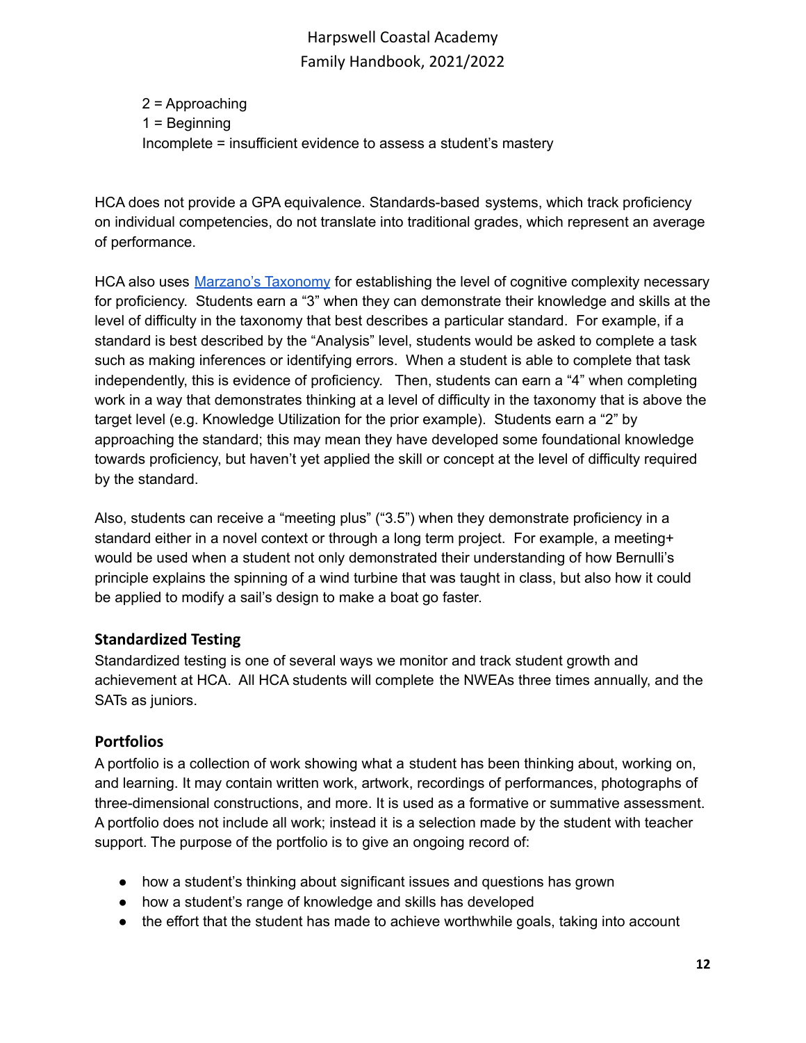2 = Approaching
1 = Beginning
Incomplete = insufficient evidence to assess a student's mastery

HCA does not provide a GPA equivalence. Standards-based systems, which track proficiency on individual competencies, do not translate into traditional grades, which represent an average of performance.

HCA also uses [Marzano's Taxonomy] for establishing the level of cognitive complexity necessary for proficiency. Students earn a "3" when they can demonstrate their knowledge and skills at the level of difficulty in the taxonomy that best describes a particular standard. For example, if a standard is best described by the "Analysis" level, students would be asked to complete a task such as making inferences or identifying errors. When a student is able to complete that task independently, this is evidence of proficiency. Then, students can earn a "4" when completing work in a way that demonstrates thinking at a level of difficulty in the taxonomy that is above the target level (e.g. Knowledge Utilization for the prior example). Students earn a "2" by approaching the standard; this may mean they have developed some foundational knowledge towards proficiency, but haven't yet applied the skill or concept at the level of difficulty required by the standard.

Also, students can receive a "meeting plus" ("3.5") when they demonstrate proficiency in a standard either in a novel context or through a long term project. For example, a meeting+ would be used when a student not only demonstrated their understanding of how Bernulli's principle explains the spinning of a wind turbine that was taught in class, but also how it could be applied to modify a sail's design to make a boat go faster.

## Standardized Testing

Standardized testing is one of several ways we monitor and track student growth and achievement at HCA. All HCA students will complete the NWEAs three times annually, and the SATs as juniors.

## Portfolios

A portfolio is a collection of work showing what a student has been thinking about, working on, and learning. It may contain written work, artwork, recordings of performances, photographs of three-dimensional constructions, and more. It is used as a formative or summative assessment. A portfolio does not include all work; instead it is a selection made by the student with teacher support. The purpose of the portfolio is to give an ongoing record of:

- how a student's thinking about significant issues and questions has grown
- how a student's range of knowledge and skills has developed
- the effort that the student has made to achieve worthwhile goals, taking into account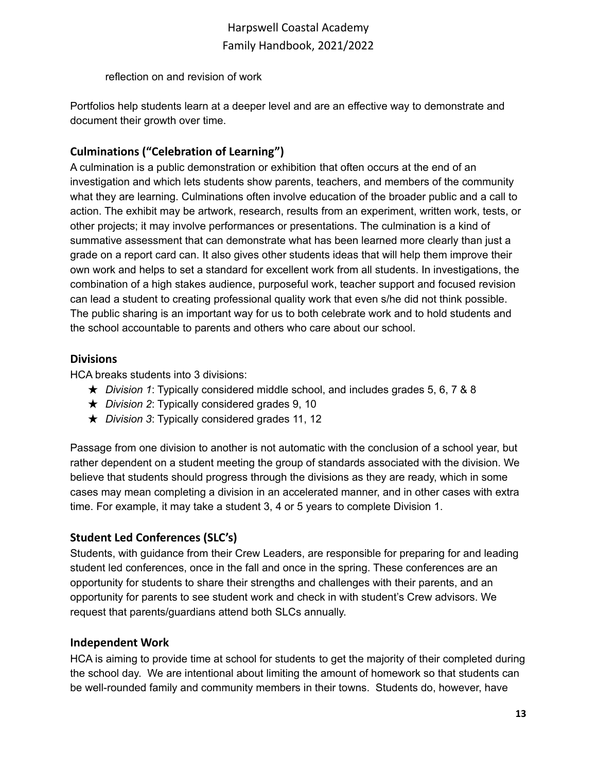reflection on and revision of work

Portfolios help students learn at a deeper level and are an effective way to demonstrate and document their growth over time.

### Culminations ("Celebration of Learning")

A culmination is a public demonstration or exhibition that often occurs at the end of an investigation and which lets students show parents, teachers, and members of the community what they are learning. Culminations often involve education of the broader public and a call to action. The exhibit may be artwork, research, results from an experiment, written work, tests, or other projects; it may involve performances or presentations. The culmination is a kind of summative assessment that can demonstrate what has been learned more clearly than just a grade on a report card can. It also gives other students ideas that will help them improve their own work and helps to set a standard for excellent work from all students. In investigations, the combination of a high stakes audience, purposeful work, teacher support and focused revision can lead a student to creating professional quality work that even s/he did not think possible. The public sharing is an important way for us to both celebrate work and to hold students and the school accountable to parents and others who care about our school.

### Divisions

HCA breaks students into 3 divisions:

- ★ *Division 1*: Typically considered middle school, and includes grades 5, 6, 7 & 8
- ★ *Division 2*: Typically considered grades 9, 10
- ★ *Division 3*: Typically considered grades 11, 12

Passage from one division to another is not automatic with the conclusion of a school year, but rather dependent on a student meeting the group of standards associated with the division. We believe that students should progress through the divisions as they are ready, which in some cases may mean completing a division in an accelerated manner, and in other cases with extra time. For example, it may take a student 3, 4 or 5 years to complete Division 1.

### Student Led Conferences (SLC's)

Students, with guidance from their Crew Leaders, are responsible for preparing for and leading student led conferences, once in the fall and once in the spring. These conferences are an opportunity for students to share their strengths and challenges with their parents, and an opportunity for parents to see student work and check in with student's Crew advisors. We request that parents/guardians attend both SLCs annually.

### Independent Work

HCA is aiming to provide time at school for students to get the majority of their completed during the school day. We are intentional about limiting the amount of homework so that students can be well-rounded family and community members in their towns. Students do, however, have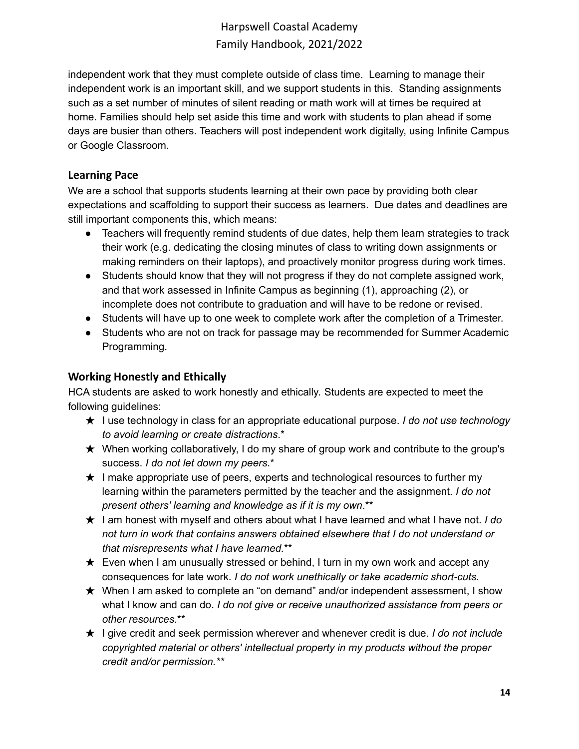independent work that they must complete outside of class time. Learning to manage their independent work is an important skill, and we support students in this. Standing assignments such as a set number of minutes of silent reading or math work will at times be required at home. Families should help set aside this time and work with students to plan ahead if some days are busier than others. Teachers will post independent work digitally, using Infinite Campus or Google Classroom.

### Learning Pace

We are a school that supports students learning at their own pace by providing both clear expectations and scaffolding to support their success as learners. Due dates and deadlines are still important components this, which means:

- Teachers will frequently remind students of due dates, help them learn strategies to track their work (e.g. dedicating the closing minutes of class to writing down assignments or making reminders on their laptops), and proactively monitor progress during work times.
- Students should know that they will not progress if they do not complete assigned work, and that work assessed in Infinite Campus as beginning (1), approaching (2), or incomplete does not contribute to graduation and will have to be redone or revised.
- Students will have up to one week to complete work after the completion of a Trimester.
- Students who are not on track for passage may be recommended for Summer Academic Programming.

### Working Honestly and Ethically

HCA students are asked to work honestly and ethically. Students are expected to meet the following guidelines:

- ★ I use technology in class for an appropriate educational purpose. *I do not use technology to avoid learning or create distractions*.*
- ★ When working collaboratively, I do my share of group work and contribute to the group's success. *I do not let down my peers*.*
- ★ I make appropriate use of peers, experts and technological resources to further my learning within the parameters permitted by the teacher and the assignment. *I do not present others' learning and knowledge as if it is my own*.**
- ★ I am honest with myself and others about what I have learned and what I have not. *I do not turn in work that contains answers obtained elsewhere that I do not understand or that misrepresents what I have learned*.**
- ★ Even when I am unusually stressed or behind, I turn in my own work and accept any consequences for late work. *I do not work unethically or take academic short-cuts.*
- ★ When I am asked to complete an "on demand" and/or independent assessment, I show what I know and can do. *I do not give or receive unauthorized assistance from peers or other resources*.**
- ★ I give credit and seek permission wherever and whenever credit is due. *I do not include copyrighted material or others' intellectual property in my products without the proper credit and/or permission.***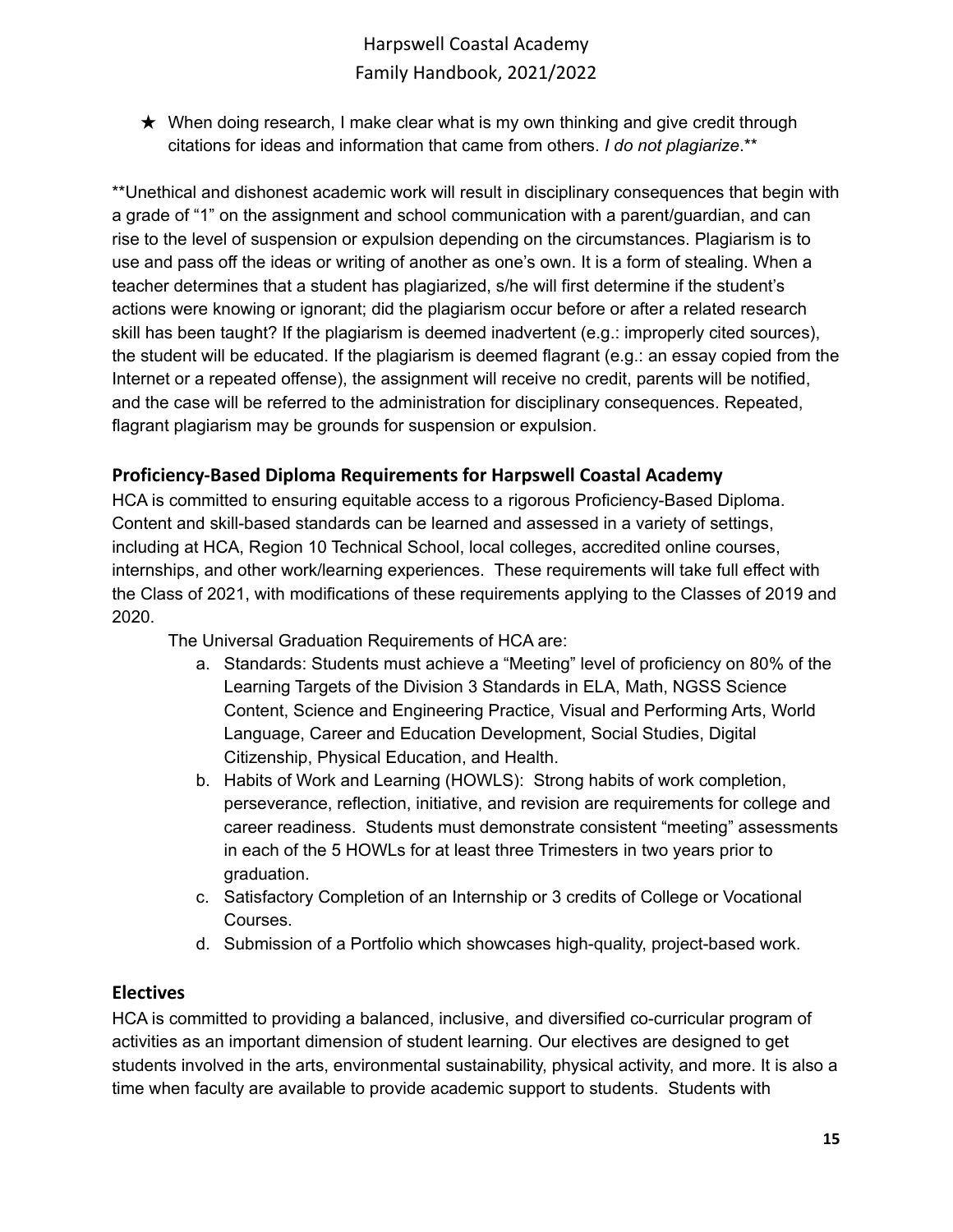★ When doing research, I make clear what is my own thinking and give credit through citations for ideas and information that came from others. *I do not plagiarize*.**

**Unethical and dishonest academic work will result in disciplinary consequences that begin with a grade of "1" on the assignment and school communication with a parent/guardian, and can rise to the level of suspension or expulsion depending on the circumstances. Plagiarism is to use and pass off the ideas or writing of another as one's own. It is a form of stealing. When a teacher determines that a student has plagiarized, s/he will first determine if the student's actions were knowing or ignorant; did the plagiarism occur before or after a related research skill has been taught? If the plagiarism is deemed inadvertent (e.g.: improperly cited sources), the student will be educated. If the plagiarism is deemed flagrant (e.g.: an essay copied from the Internet or a repeated offense), the assignment will receive no credit, parents will be notified, and the case will be referred to the administration for disciplinary consequences. Repeated, flagrant plagiarism may be grounds for suspension or expulsion.

## Proficiency-Based Diploma Requirements for Harpswell Coastal Academy

HCA is committed to ensuring equitable access to a rigorous Proficiency-Based Diploma. Content and skill-based standards can be learned and assessed in a variety of settings, including at HCA, Region 10 Technical School, local colleges, accredited online courses, internships, and other work/learning experiences. These requirements will take full effect with the Class of 2021, with modifications of these requirements applying to the Classes of 2019 and 2020.

The Universal Graduation Requirements of HCA are:

a. Standards: Students must achieve a "Meeting" level of proficiency on 80% of the Learning Targets of the Division 3 Standards in ELA, Math, NGSS Science Content, Science and Engineering Practice, Visual and Performing Arts, World Language, Career and Education Development, Social Studies, Digital Citizenship, Physical Education, and Health.
b. Habits of Work and Learning (HOWLS): Strong habits of work completion, perseverance, reflection, initiative, and revision are requirements for college and career readiness. Students must demonstrate consistent "meeting" assessments in each of the 5 HOWLs for at least three Trimesters in two years prior to graduation.
c. Satisfactory Completion of an Internship or 3 credits of College or Vocational Courses.
d. Submission of a Portfolio which showcases high-quality, project-based work.

## Electives

HCA is committed to providing a balanced, inclusive, and diversified co-curricular program of activities as an important dimension of student learning. Our electives are designed to get students involved in the arts, environmental sustainability, physical activity, and more. It is also a time when faculty are available to provide academic support to students. Students with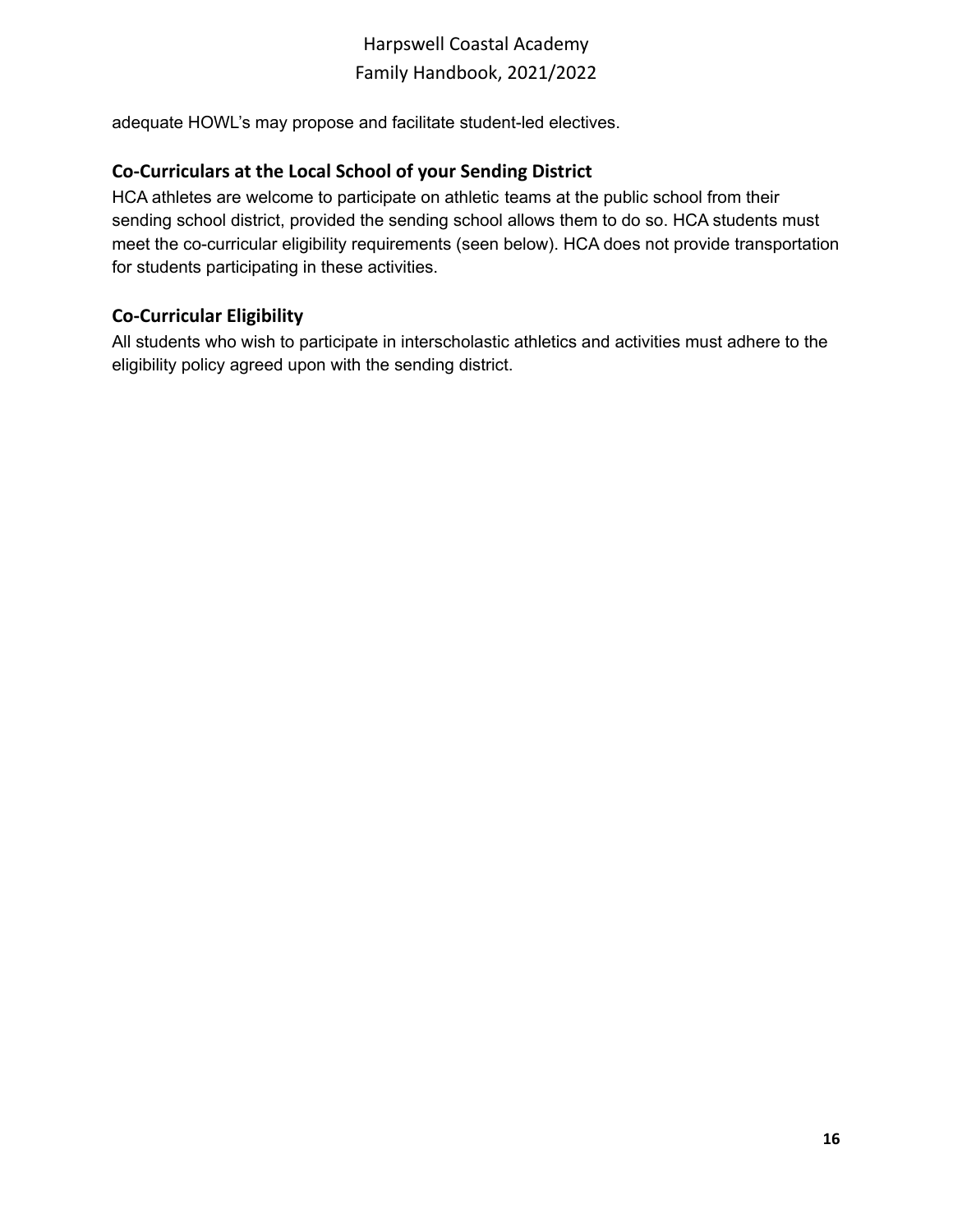adequate HOWL's may propose and facilitate student-led electives.

## Co-Curriculars at the Local School of your Sending District

HCA athletes are welcome to participate on athletic teams at the public school from their sending school district, provided the sending school allows them to do so. HCA students must meet the co-curricular eligibility requirements (seen below). HCA does not provide transportation for students participating in these activities.

## Co-Curricular Eligibility

All students who wish to participate in interscholastic athletics and activities must adhere to the eligibility policy agreed upon with the sending district.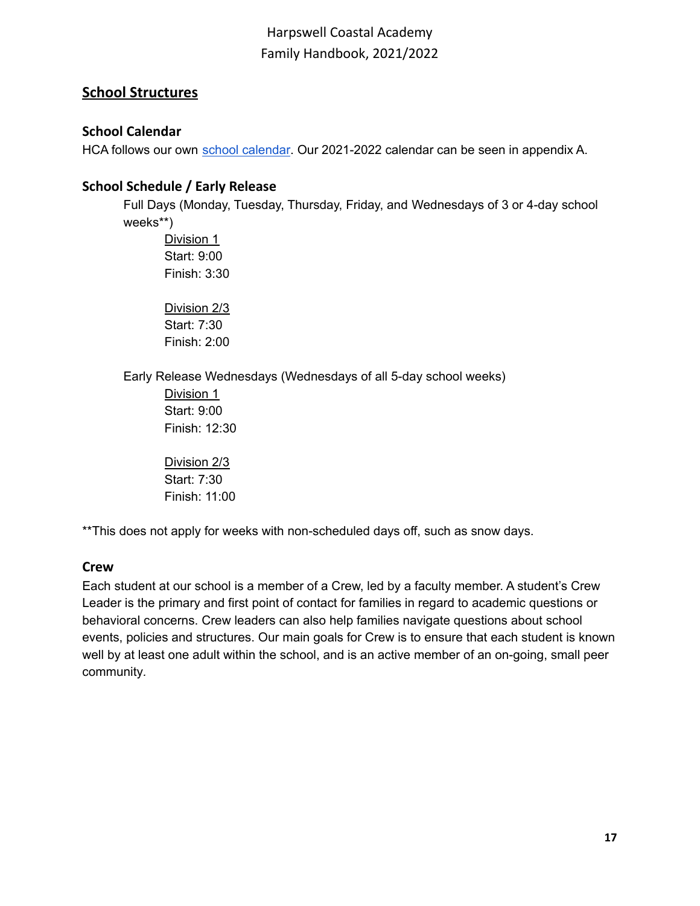## School Structures

### School Calendar

HCA follows our own school calendar. Our 2021-2022 calendar can be seen in appendix A.

### School Schedule / Early Release

Full Days (Monday, Tuesday, Thursday, Friday, and Wednesdays of 3 or 4-day school weeks**)

Division 1
Start: 9:00
Finish: 3:30

Division 2/3
Start: 7:30
Finish: 2:00

Early Release Wednesdays (Wednesdays of all 5-day school weeks)

Division 1
Start: 9:00
Finish: 12:30

Division 2/3
Start: 7:30
Finish: 11:00

**This does not apply for weeks with non-scheduled days off, such as snow days.

### Crew

Each student at our school is a member of a Crew, led by a faculty member. A student's Crew Leader is the primary and first point of contact for families in regard to academic questions or behavioral concerns. Crew leaders can also help families navigate questions about school events, policies and structures. Our main goals for Crew is to ensure that each student is known well by at least one adult within the school, and is an active member of an on-going, small peer community.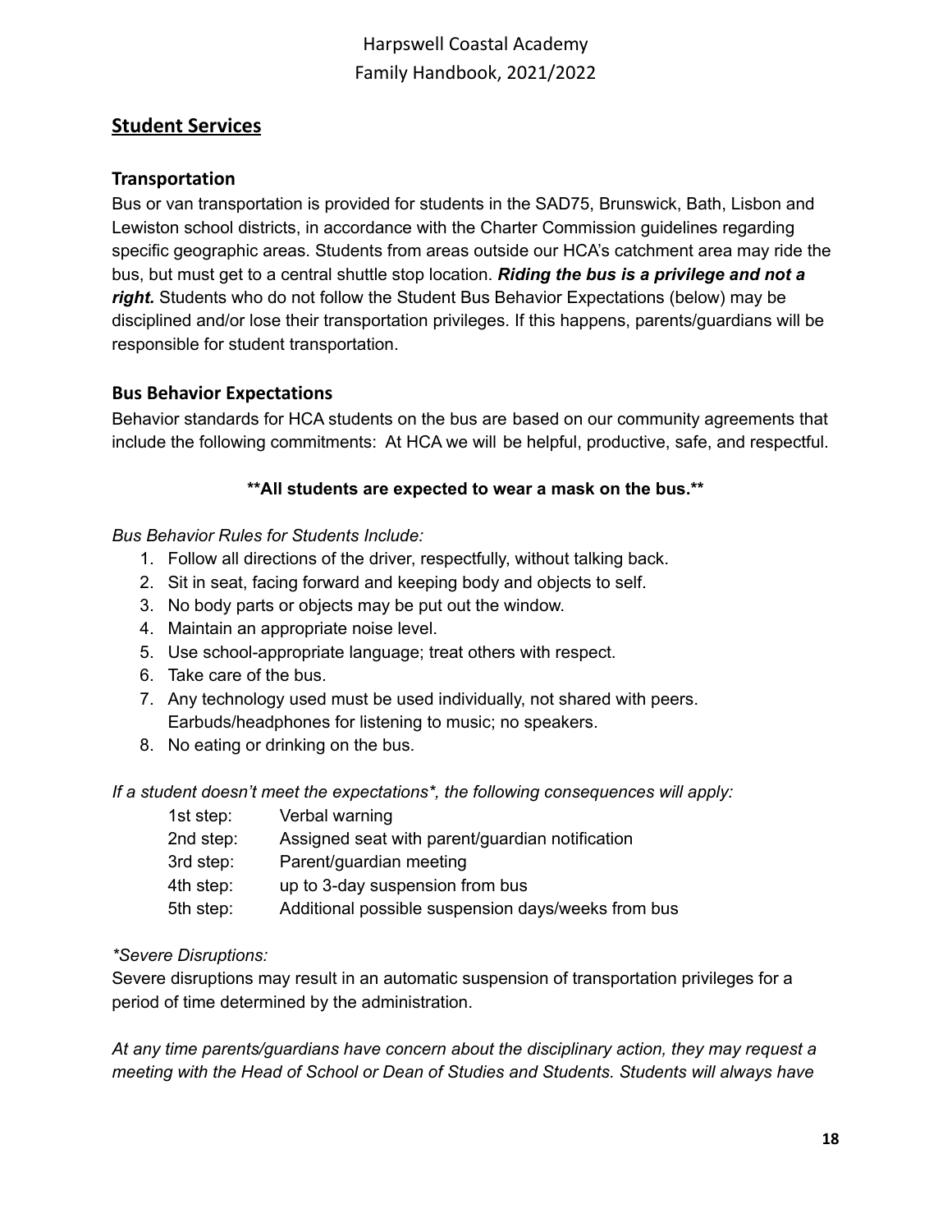## Student Services

### Transportation

Bus or van transportation is provided for students in the SAD75, Brunswick, Bath, Lisbon and Lewiston school districts, in accordance with the Charter Commission guidelines regarding specific geographic areas. Students from areas outside our HCA's catchment area may ride the bus, but must get to a central shuttle stop location. ***Riding the bus is a privilege and not a right.*** Students who do not follow the Student Bus Behavior Expectations (below) may be disciplined and/or lose their transportation privileges. If this happens, parents/guardians will be responsible for student transportation.

### Bus Behavior Expectations

Behavior standards for HCA students on the bus are based on our community agreements that include the following commitments: At HCA we will be helpful, productive, safe, and respectful.

**\*\*All students are expected to wear a mask on the bus.\*\***

*Bus Behavior Rules for Students Include:*

1. Follow all directions of the driver, respectfully, without talking back.
2. Sit in seat, facing forward and keeping body and objects to self.
3. No body parts or objects may be put out the window.
4. Maintain an appropriate noise level.
5. Use school-appropriate language; treat others with respect.
6. Take care of the bus.
7. Any technology used must be used individually, not shared with peers. Earbuds/headphones for listening to music; no speakers.
8. No eating or drinking on the bus.

*If a student doesn't meet the expectations\*, the following consequences will apply:*

| | |
|---|---|
| 1st step: | Verbal warning |
| 2nd step: | Assigned seat with parent/guardian notification |
| 3rd step: | Parent/guardian meeting |
| 4th step: | up to 3-day suspension from bus |
| 5th step: | Additional possible suspension days/weeks from bus |

*\*Severe Disruptions:*

Severe disruptions may result in an automatic suspension of transportation privileges for a period of time determined by the administration.

*At any time parents/guardians have concern about the disciplinary action, they may request a meeting with the Head of School or Dean of Studies and Students. Students will always have*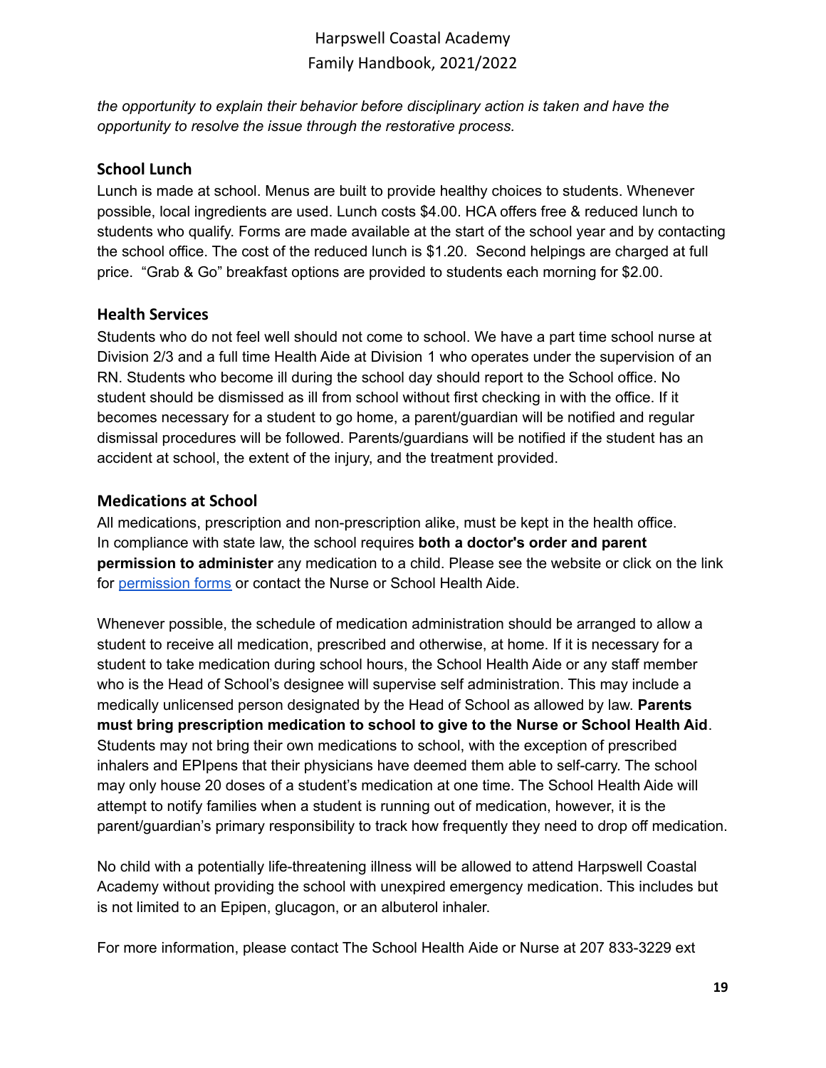*the opportunity to explain their behavior before disciplinary action is taken and have the opportunity to resolve the issue through the restorative process.*

## School Lunch

Lunch is made at school. Menus are built to provide healthy choices to students. Whenever possible, local ingredients are used. Lunch costs $4.00. HCA offers free & reduced lunch to students who qualify. Forms are made available at the start of the school year and by contacting the school office. The cost of the reduced lunch is $1.20. Second helpings are charged at full price. "Grab & Go" breakfast options are provided to students each morning for $2.00.

## Health Services

Students who do not feel well should not come to school. We have a part time school nurse at Division 2/3 and a full time Health Aide at Division 1 who operates under the supervision of an RN. Students who become ill during the school day should report to the School office. No student should be dismissed as ill from school without first checking in with the office. If it becomes necessary for a student to go home, a parent/guardian will be notified and regular dismissal procedures will be followed. Parents/guardians will be notified if the student has an accident at school, the extent of the injury, and the treatment provided.

## Medications at School

All medications, prescription and non-prescription alike, must be kept in the health office. In compliance with state law, the school requires **both a doctor's order and parent permission to administer** any medication to a child. Please see the website or click on the link for permission forms or contact the Nurse or School Health Aide.

Whenever possible, the schedule of medication administration should be arranged to allow a student to receive all medication, prescribed and otherwise, at home. If it is necessary for a student to take medication during school hours, the School Health Aide or any staff member who is the Head of School's designee will supervise self administration. This may include a medically unlicensed person designated by the Head of School as allowed by law. **Parents must bring prescription medication to school to give to the Nurse or School Health Aid**. Students may not bring their own medications to school, with the exception of prescribed inhalers and EPIpens that their physicians have deemed them able to self-carry. The school may only house 20 doses of a student's medication at one time. The School Health Aide will attempt to notify families when a student is running out of medication, however, it is the parent/guardian's primary responsibility to track how frequently they need to drop off medication.

No child with a potentially life-threatening illness will be allowed to attend Harpswell Coastal Academy without providing the school with unexpired emergency medication. This includes but is not limited to an Epipen, glucagon, or an albuterol inhaler.

For more information, please contact The School Health Aide or Nurse at 207 833-3229 ext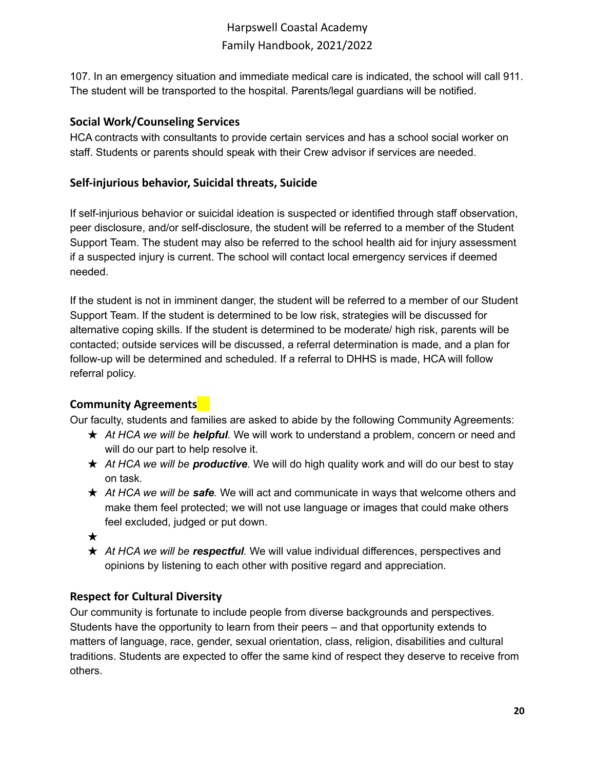107. In an emergency situation and immediate medical care is indicated, the school will call 911. The student will be transported to the hospital. Parents/legal guardians will be notified.

### Social Work/Counseling Services

HCA contracts with consultants to provide certain services and has a school social worker on staff. Students or parents should speak with their Crew advisor if services are needed.

### Self-injurious behavior, Suicidal threats, Suicide

If self-injurious behavior or suicidal ideation is suspected or identified through staff observation, peer disclosure, and/or self-disclosure, the student will be referred to a member of the Student Support Team. The student may also be referred to the school health aid for injury assessment if a suspected injury is current. The school will contact local emergency services if deemed needed.

If the student is not in imminent danger, the student will be referred to a member of our Student Support Team. If the student is determined to be low risk, strategies will be discussed for alternative coping skills. If the student is determined to be moderate/ high risk, parents will be contacted; outside services will be discussed, a referral determination is made, and a plan for follow-up will be determined and scheduled. If a referral to DHHS is made, HCA will follow referral policy.

### Community Agreements

Our faculty, students and families are asked to abide by the following Community Agreements:

- *At HCA we will be **helpful**.* We will work to understand a problem, concern or need and will do our part to help resolve it.
- *At HCA we will be **productive***. We will do high quality work and will do our best to stay on task.
- *At HCA we will be **safe**.* We will act and communicate in ways that welcome others and make them feel protected; we will not use language or images that could make others feel excluded, judged or put down.
- 
- *At HCA we will be **respectful**.* We will value individual differences, perspectives and opinions by listening to each other with positive regard and appreciation.

### Respect for Cultural Diversity

Our community is fortunate to include people from diverse backgrounds and perspectives. Students have the opportunity to learn from their peers – and that opportunity extends to matters of language, race, gender, sexual orientation, class, religion, disabilities and cultural traditions. Students are expected to offer the same kind of respect they deserve to receive from others.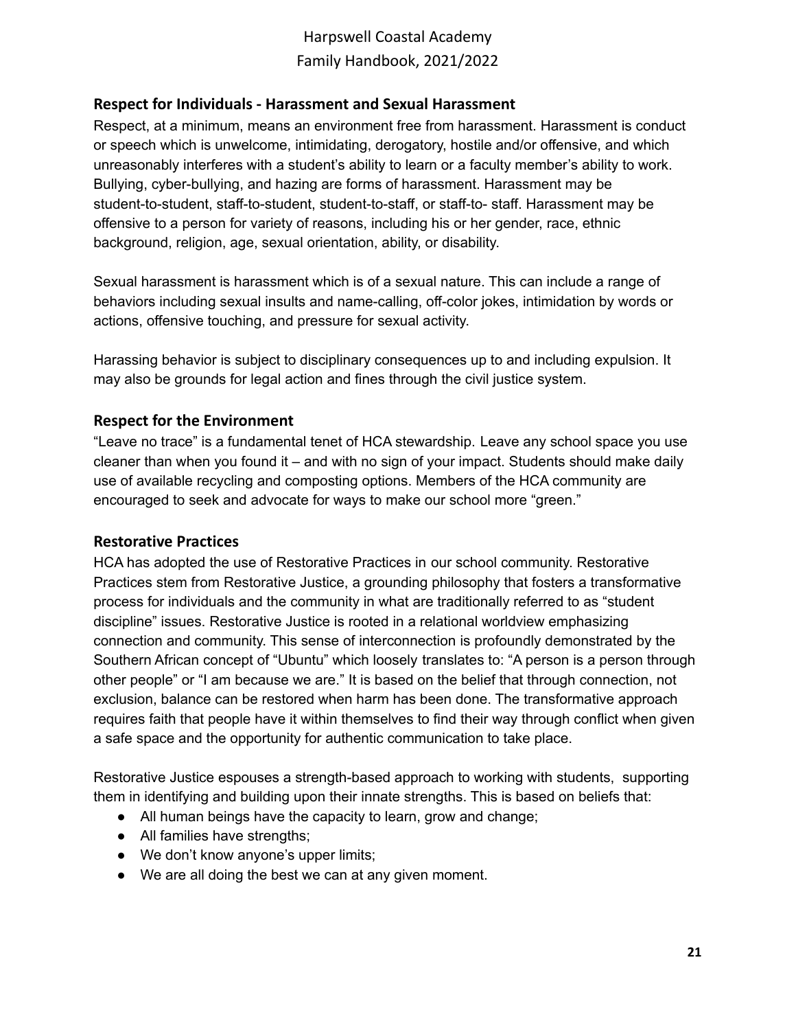## Respect for Individuals - Harassment and Sexual Harassment

Respect, at a minimum, means an environment free from harassment. Harassment is conduct or speech which is unwelcome, intimidating, derogatory, hostile and/or offensive, and which unreasonably interferes with a student's ability to learn or a faculty member's ability to work. Bullying, cyber-bullying, and hazing are forms of harassment. Harassment may be student-to-student, staff-to-student, student-to-staff, or staff-to- staff. Harassment may be offensive to a person for variety of reasons, including his or her gender, race, ethnic background, religion, age, sexual orientation, ability, or disability.

Sexual harassment is harassment which is of a sexual nature. This can include a range of behaviors including sexual insults and name-calling, off-color jokes, intimidation by words or actions, offensive touching, and pressure for sexual activity.

Harassing behavior is subject to disciplinary consequences up to and including expulsion. It may also be grounds for legal action and fines through the civil justice system.

## Respect for the Environment

"Leave no trace" is a fundamental tenet of HCA stewardship. Leave any school space you use cleaner than when you found it – and with no sign of your impact. Students should make daily use of available recycling and composting options. Members of the HCA community are encouraged to seek and advocate for ways to make our school more "green."

## Restorative Practices

HCA has adopted the use of Restorative Practices in our school community. Restorative Practices stem from Restorative Justice, a grounding philosophy that fosters a transformative process for individuals and the community in what are traditionally referred to as "student discipline" issues. Restorative Justice is rooted in a relational worldview emphasizing connection and community. This sense of interconnection is profoundly demonstrated by the Southern African concept of "Ubuntu" which loosely translates to: "A person is a person through other people" or "I am because we are." It is based on the belief that through connection, not exclusion, balance can be restored when harm has been done. The transformative approach requires faith that people have it within themselves to find their way through conflict when given a safe space and the opportunity for authentic communication to take place.

Restorative Justice espouses a strength-based approach to working with students, supporting them in identifying and building upon their innate strengths. This is based on beliefs that:

- All human beings have the capacity to learn, grow and change;
- All families have strengths;
- We don't know anyone's upper limits;
- We are all doing the best we can at any given moment.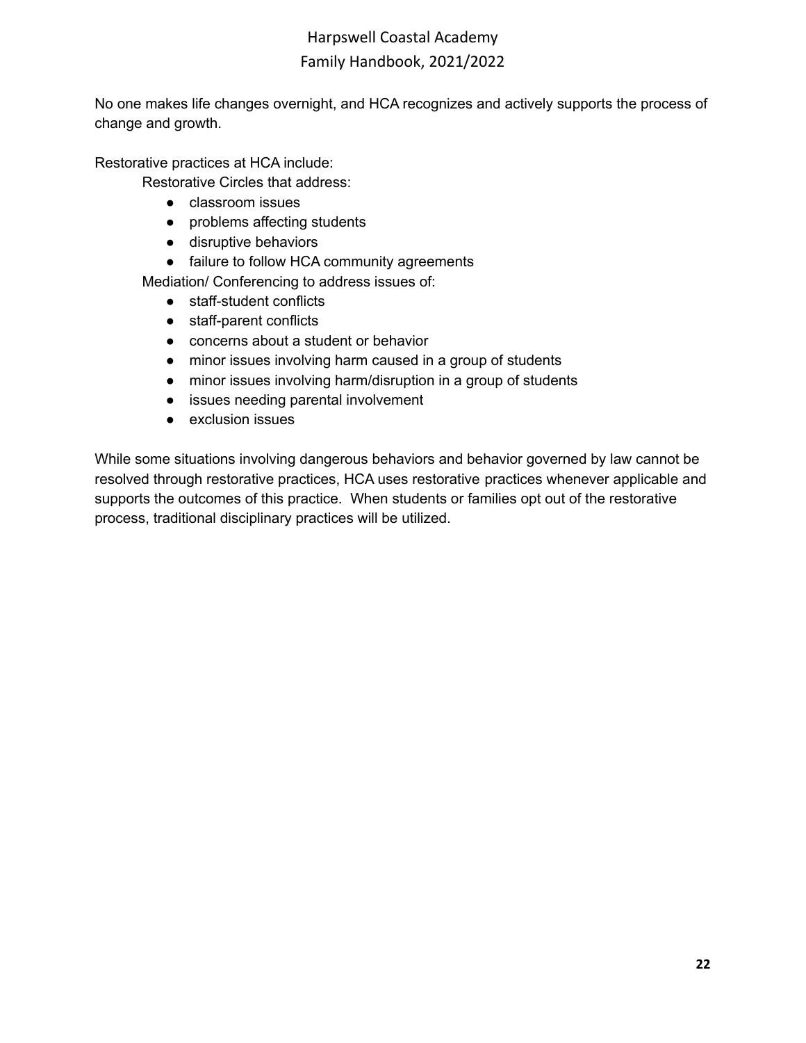No one makes life changes overnight, and HCA recognizes and actively supports the process of change and growth.

Restorative practices at HCA include:

Restorative Circles that address:

- classroom issues
- problems affecting students
- disruptive behaviors
- failure to follow HCA community agreements

Mediation/ Conferencing to address issues of:

- staff-student conflicts
- staff-parent conflicts
- concerns about a student or behavior
- minor issues involving harm caused in a group of students
- minor issues involving harm/disruption in a group of students
- issues needing parental involvement
- exclusion issues

While some situations involving dangerous behaviors and behavior governed by law cannot be resolved through restorative practices, HCA uses restorative practices whenever applicable and supports the outcomes of this practice. When students or families opt out of the restorative process, traditional disciplinary practices will be utilized.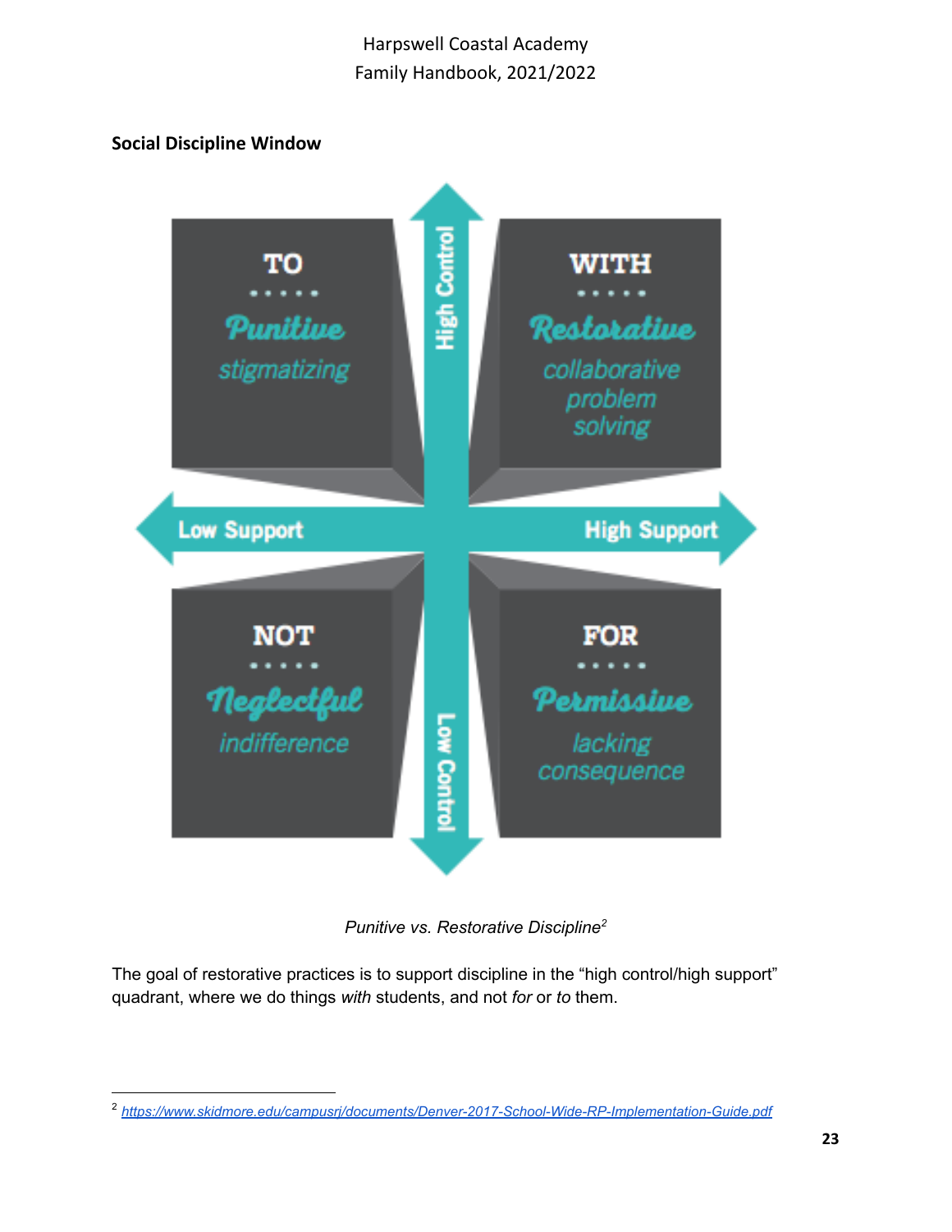**Social Discipline Window**

| | Low Support | High Support |
| --- | --- | --- |
| **High Control** | **TO** — *Punitive* — stigmatizing | **WITH** — *Restorative* — collaborative problem solving |
| **Low Control** | **NOT** — *Neglectful* — indifference | **FOR** — *Permissive* — lacking consequence |

*Punitive vs. Restorative Discipline*[2]

The goal of restorative practices is to support discipline in the "high control/high support" quadrant, where we do things *with* students, and not *for* or *to* them.

---

[2] https://www.skidmore.edu/campusrj/documents/Denver-2017-School-Wide-RP-Implementation-Guide.pdf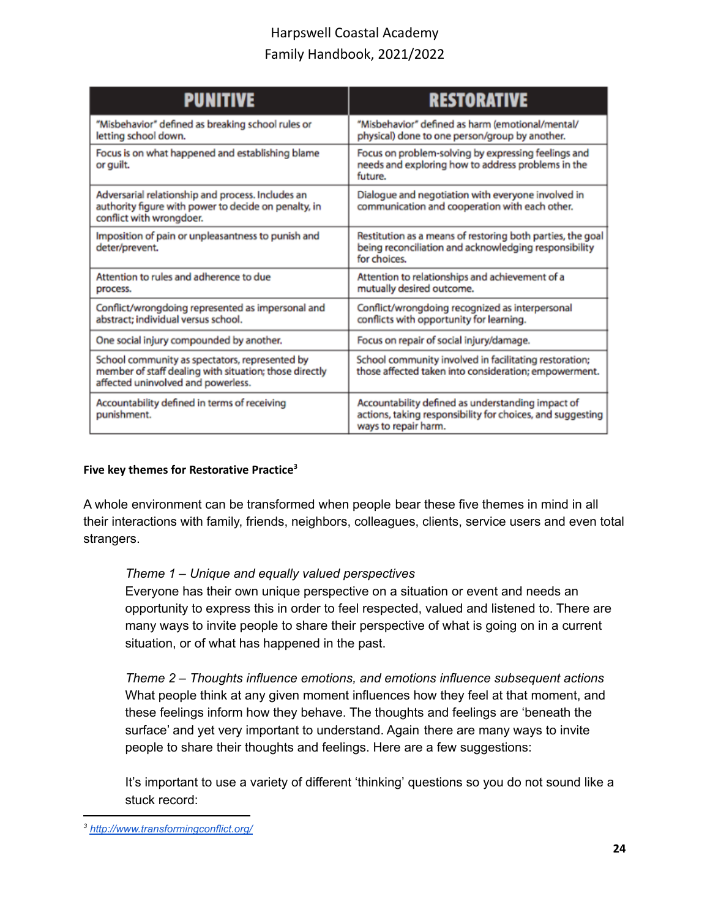| PUNITIVE | RESTORATIVE |
| --- | --- |
| "Misbehavior" defined as breaking school rules or letting school down. | "Misbehavior" defined as harm (emotional/mental/ physical) done to one person/group by another. |
| Focus is on what happened and establishing blame or guilt. | Focus on problem-solving by expressing feelings and needs and exploring how to address problems in the future. |
| Adversarial relationship and process. Includes an authority figure with power to decide on penalty, in conflict with wrongdoer. | Dialogue and negotiation with everyone involved in communication and cooperation with each other. |
| Imposition of pain or unpleasantness to punish and deter/prevent. | Restitution as a means of restoring both parties, the goal being reconciliation and acknowledging responsibility for choices. |
| Attention to rules and adherence to due process. | Attention to relationships and achievement of a mutually desired outcome. |
| Conflict/wrongdoing represented as impersonal and abstract; individual versus school. | Conflict/wrongdoing recognized as interpersonal conflicts with opportunity for learning. |
| One social injury compounded by another. | Focus on repair of social injury/damage. |
| School community as spectators, represented by member of staff dealing with situation; those directly affected uninvolved and powerless. | School community involved in facilitating restoration; those affected taken into consideration; empowerment. |
| Accountability defined in terms of receiving punishment. | Accountability defined as understanding impact of actions, taking responsibility for choices, and suggesting ways to repair harm. |

**Five key themes for Restorative Practice**[3]

A whole environment can be transformed when people bear these five themes in mind in all their interactions with family, friends, neighbors, colleagues, clients, service users and even total strangers.

> *Theme 1 – Unique and equally valued perspectives*
> Everyone has their own unique perspective on a situation or event and needs an opportunity to express this in order to feel respected, valued and listened to. There are many ways to invite people to share their perspective of what is going on in a current situation, or of what has happened in the past.
>
> *Theme 2 – Thoughts influence emotions, and emotions influence subsequent actions*
> What people think at any given moment influences how they feel at that moment, and these feelings inform how they behave. The thoughts and feelings are 'beneath the surface' and yet very important to understand. Again there are many ways to invite people to share their thoughts and feelings. Here are a few suggestions:
>
> It's important to use a variety of different 'thinking' questions so you do not sound like a stuck record:

[3] http://www.transformingconflict.org/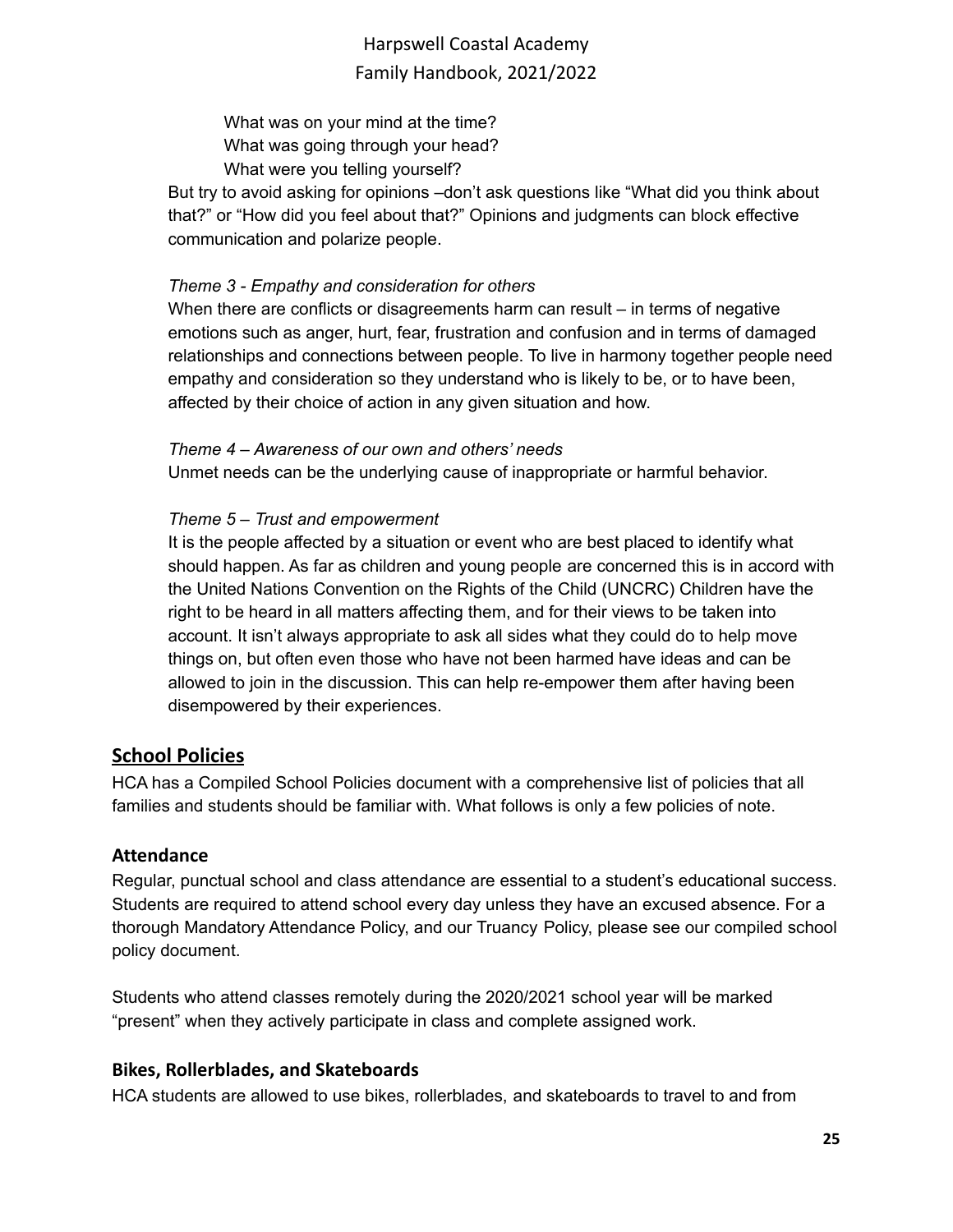What was on your mind at the time?
What was going through your head?
What were you telling yourself?

But try to avoid asking for opinions –don't ask questions like "What did you think about that?" or "How did you feel about that?" Opinions and judgments can block effective communication and polarize people.

*Theme 3 - Empathy and consideration for others*

When there are conflicts or disagreements harm can result – in terms of negative emotions such as anger, hurt, fear, frustration and confusion and in terms of damaged relationships and connections between people. To live in harmony together people need empathy and consideration so they understand who is likely to be, or to have been, affected by their choice of action in any given situation and how.

*Theme 4 – Awareness of our own and others' needs*

Unmet needs can be the underlying cause of inappropriate or harmful behavior.

*Theme 5 – Trust and empowerment*

It is the people affected by a situation or event who are best placed to identify what should happen. As far as children and young people are concerned this is in accord with the United Nations Convention on the Rights of the Child (UNCRC) Children have the right to be heard in all matters affecting them, and for their views to be taken into account. It isn't always appropriate to ask all sides what they could do to help move things on, but often even those who have not been harmed have ideas and can be allowed to join in the discussion. This can help re-empower them after having been disempowered by their experiences.

## School Policies

HCA has a Compiled School Policies document with a comprehensive list of policies that all families and students should be familiar with. What follows is only a few policies of note.

### Attendance

Regular, punctual school and class attendance are essential to a student's educational success. Students are required to attend school every day unless they have an excused absence. For a thorough Mandatory Attendance Policy, and our Truancy Policy, please see our compiled school policy document.

Students who attend classes remotely during the 2020/2021 school year will be marked "present" when they actively participate in class and complete assigned work.

### Bikes, Rollerblades, and Skateboards

HCA students are allowed to use bikes, rollerblades, and skateboards to travel to and from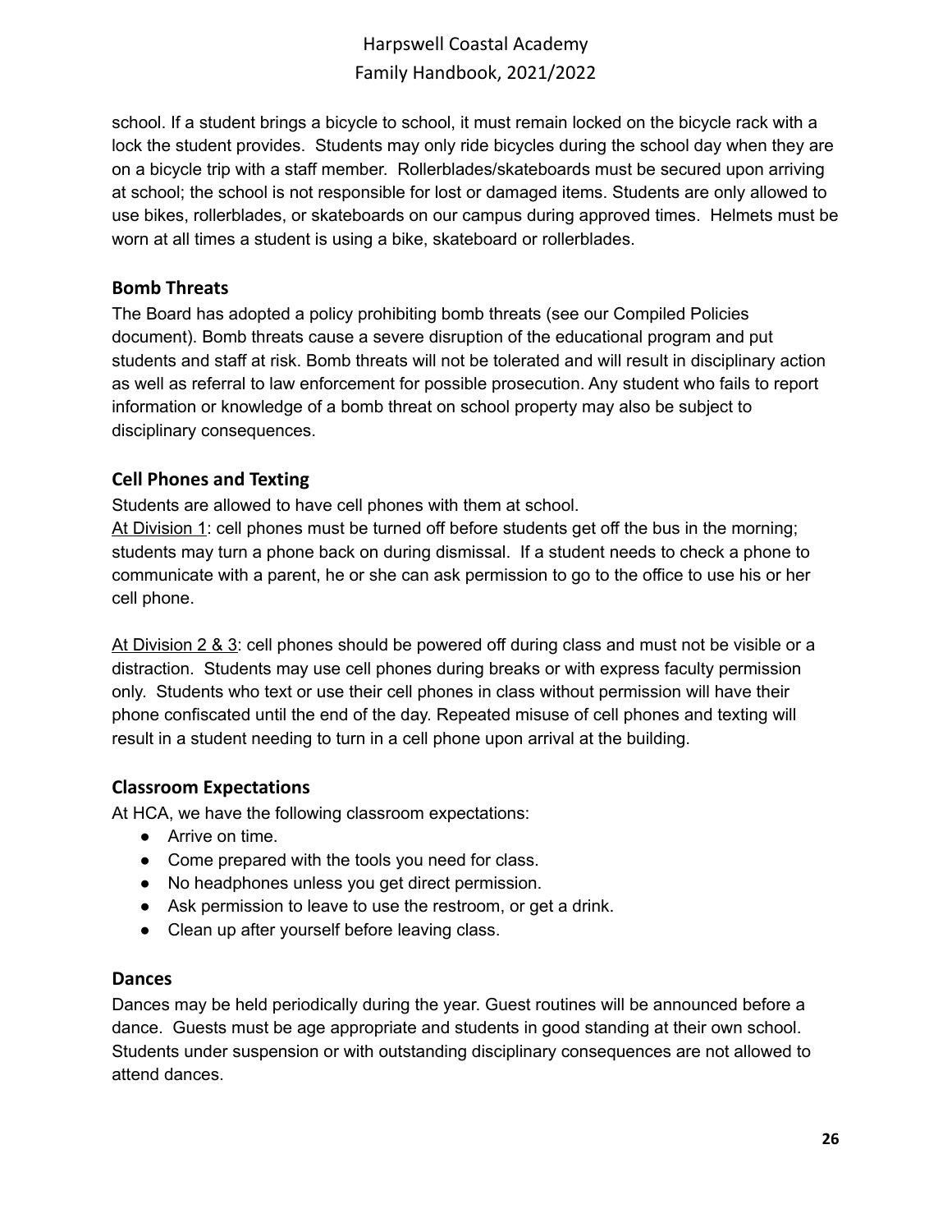school. If a student brings a bicycle to school, it must remain locked on the bicycle rack with a lock the student provides. Students may only ride bicycles during the school day when they are on a bicycle trip with a staff member. Rollerblades/skateboards must be secured upon arriving at school; the school is not responsible for lost or damaged items. Students are only allowed to use bikes, rollerblades, or skateboards on our campus during approved times. Helmets must be worn at all times a student is using a bike, skateboard or rollerblades.

### Bomb Threats

The Board has adopted a policy prohibiting bomb threats (see our Compiled Policies document). Bomb threats cause a severe disruption of the educational program and put students and staff at risk. Bomb threats will not be tolerated and will result in disciplinary action as well as referral to law enforcement for possible prosecution. Any student who fails to report information or knowledge of a bomb threat on school property may also be subject to disciplinary consequences.

### Cell Phones and Texting

Students are allowed to have cell phones with them at school.

At Division 1: cell phones must be turned off before students get off the bus in the morning; students may turn a phone back on during dismissal. If a student needs to check a phone to communicate with a parent, he or she can ask permission to go to the office to use his or her cell phone.

At Division 2 & 3: cell phones should be powered off during class and must not be visible or a distraction. Students may use cell phones during breaks or with express faculty permission only. Students who text or use their cell phones in class without permission will have their phone confiscated until the end of the day. Repeated misuse of cell phones and texting will result in a student needing to turn in a cell phone upon arrival at the building.

### Classroom Expectations

At HCA, we have the following classroom expectations:

- Arrive on time.
- Come prepared with the tools you need for class.
- No headphones unless you get direct permission.
- Ask permission to leave to use the restroom, or get a drink.
- Clean up after yourself before leaving class.

### Dances

Dances may be held periodically during the year. Guest routines will be announced before a dance. Guests must be age appropriate and students in good standing at their own school. Students under suspension or with outstanding disciplinary consequences are not allowed to attend dances.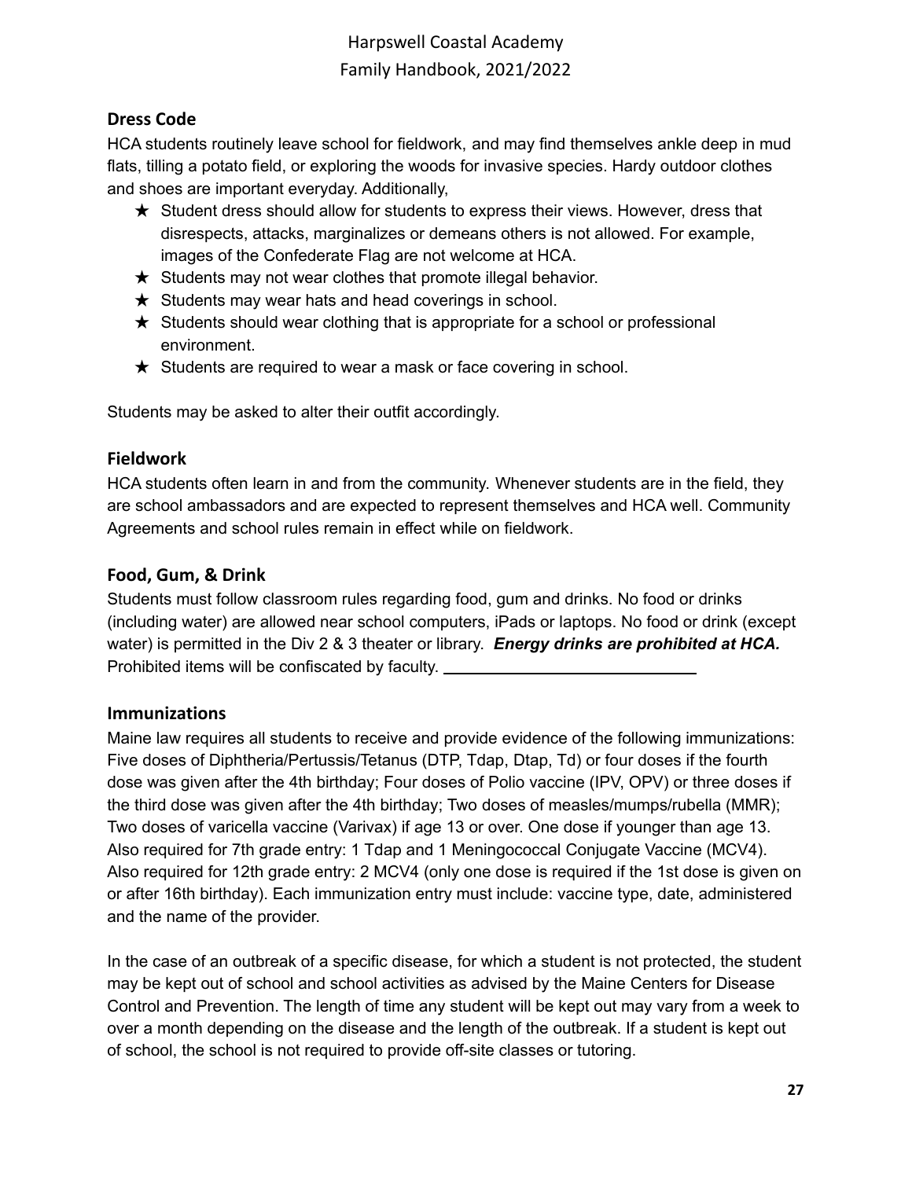## Dress Code

HCA students routinely leave school for fieldwork, and may find themselves ankle deep in mud flats, tilling a potato field, or exploring the woods for invasive species. Hardy outdoor clothes and shoes are important everyday. Additionally,

- ★ Student dress should allow for students to express their views. However, dress that disrespects, attacks, marginalizes or demeans others is not allowed. For example, images of the Confederate Flag are not welcome at HCA.
- ★ Students may not wear clothes that promote illegal behavior.
- ★ Students may wear hats and head coverings in school.
- ★ Students should wear clothing that is appropriate for a school or professional environment.
- ★ Students are required to wear a mask or face covering in school.

Students may be asked to alter their outfit accordingly.

## Fieldwork

HCA students often learn in and from the community. Whenever students are in the field, they are school ambassadors and are expected to represent themselves and HCA well. Community Agreements and school rules remain in effect while on fieldwork.

## Food, Gum, & Drink

Students must follow classroom rules regarding food, gum and drinks. No food or drinks (including water) are allowed near school computers, iPads or laptops. No food or drink (except water) is permitted in the Div 2 & 3 theater or library. ***Energy drinks are prohibited at HCA.*** Prohibited items will be confiscated by faculty.

## Immunizations

Maine law requires all students to receive and provide evidence of the following immunizations: Five doses of Diphtheria/Pertussis/Tetanus (DTP, Tdap, Dtap, Td) or four doses if the fourth dose was given after the 4th birthday; Four doses of Polio vaccine (IPV, OPV) or three doses if the third dose was given after the 4th birthday; Two doses of measles/mumps/rubella (MMR); Two doses of varicella vaccine (Varivax) if age 13 or over. One dose if younger than age 13. Also required for 7th grade entry: 1 Tdap and 1 Meningococcal Conjugate Vaccine (MCV4). Also required for 12th grade entry: 2 MCV4 (only one dose is required if the 1st dose is given on or after 16th birthday). Each immunization entry must include: vaccine type, date, administered and the name of the provider.

In the case of an outbreak of a specific disease, for which a student is not protected, the student may be kept out of school and school activities as advised by the Maine Centers for Disease Control and Prevention. The length of time any student will be kept out may vary from a week to over a month depending on the disease and the length of the outbreak. If a student is kept out of school, the school is not required to provide off-site classes or tutoring.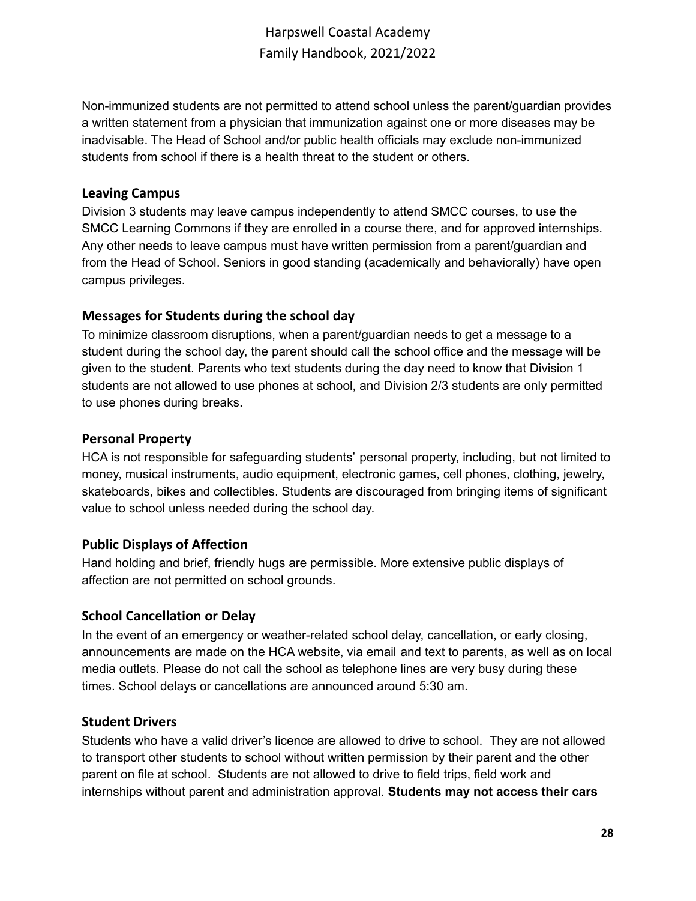Non-immunized students are not permitted to attend school unless the parent/guardian provides a written statement from a physician that immunization against one or more diseases may be inadvisable. The Head of School and/or public health officials may exclude non-immunized students from school if there is a health threat to the student or others.

### Leaving Campus

Division 3 students may leave campus independently to attend SMCC courses, to use the SMCC Learning Commons if they are enrolled in a course there, and for approved internships. Any other needs to leave campus must have written permission from a parent/guardian and from the Head of School. Seniors in good standing (academically and behaviorally) have open campus privileges.

### Messages for Students during the school day

To minimize classroom disruptions, when a parent/guardian needs to get a message to a student during the school day, the parent should call the school office and the message will be given to the student. Parents who text students during the day need to know that Division 1 students are not allowed to use phones at school, and Division 2/3 students are only permitted to use phones during breaks.

### Personal Property

HCA is not responsible for safeguarding students' personal property, including, but not limited to money, musical instruments, audio equipment, electronic games, cell phones, clothing, jewelry, skateboards, bikes and collectibles. Students are discouraged from bringing items of significant value to school unless needed during the school day.

### Public Displays of Affection

Hand holding and brief, friendly hugs are permissible. More extensive public displays of affection are not permitted on school grounds.

### School Cancellation or Delay

In the event of an emergency or weather-related school delay, cancellation, or early closing, announcements are made on the HCA website, via email and text to parents, as well as on local media outlets. Please do not call the school as telephone lines are very busy during these times. School delays or cancellations are announced around 5:30 am.

### Student Drivers

Students who have a valid driver's licence are allowed to drive to school. They are not allowed to transport other students to school without written permission by their parent and the other parent on file at school. Students are not allowed to drive to field trips, field work and internships without parent and administration approval. **Students may not access their cars**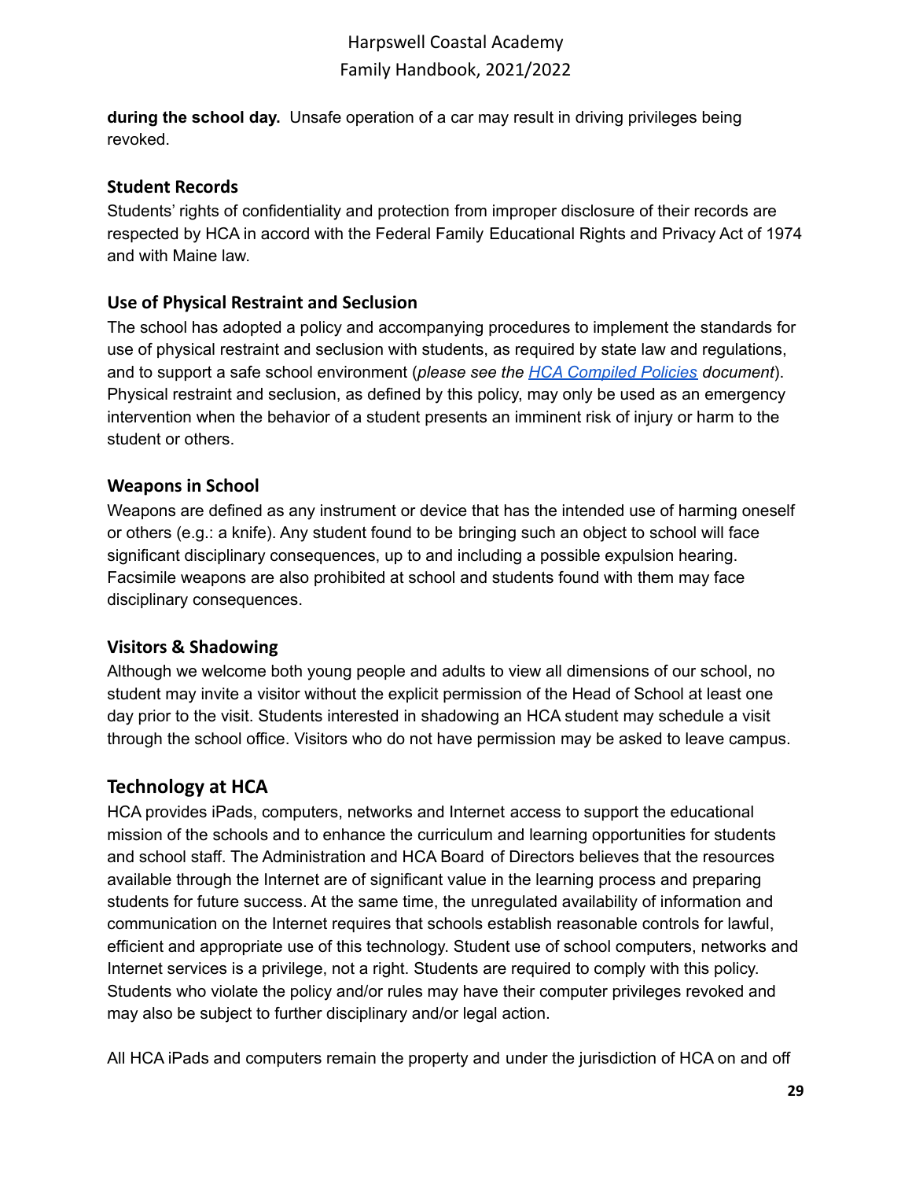**during the school day.** Unsafe operation of a car may result in driving privileges being revoked.

### Student Records

Students' rights of confidentiality and protection from improper disclosure of their records are respected by HCA in accord with the Federal Family Educational Rights and Privacy Act of 1974 and with Maine law.

### Use of Physical Restraint and Seclusion

The school has adopted a policy and accompanying procedures to implement the standards for use of physical restraint and seclusion with students, as required by state law and regulations, and to support a safe school environment (*please see the HCA Compiled Policies document*). Physical restraint and seclusion, as defined by this policy, may only be used as an emergency intervention when the behavior of a student presents an imminent risk of injury or harm to the student or others.

### Weapons in School

Weapons are defined as any instrument or device that has the intended use of harming oneself or others (e.g.: a knife). Any student found to be bringing such an object to school will face significant disciplinary consequences, up to and including a possible expulsion hearing. Facsimile weapons are also prohibited at school and students found with them may face disciplinary consequences.

### Visitors & Shadowing

Although we welcome both young people and adults to view all dimensions of our school, no student may invite a visitor without the explicit permission of the Head of School at least one day prior to the visit. Students interested in shadowing an HCA student may schedule a visit through the school office. Visitors who do not have permission may be asked to leave campus.

## Technology at HCA

HCA provides iPads, computers, networks and Internet access to support the educational mission of the schools and to enhance the curriculum and learning opportunities for students and school staff. The Administration and HCA Board of Directors believes that the resources available through the Internet are of significant value in the learning process and preparing students for future success. At the same time, the unregulated availability of information and communication on the Internet requires that schools establish reasonable controls for lawful, efficient and appropriate use of this technology. Student use of school computers, networks and Internet services is a privilege, not a right. Students are required to comply with this policy. Students who violate the policy and/or rules may have their computer privileges revoked and may also be subject to further disciplinary and/or legal action.

All HCA iPads and computers remain the property and under the jurisdiction of HCA on and off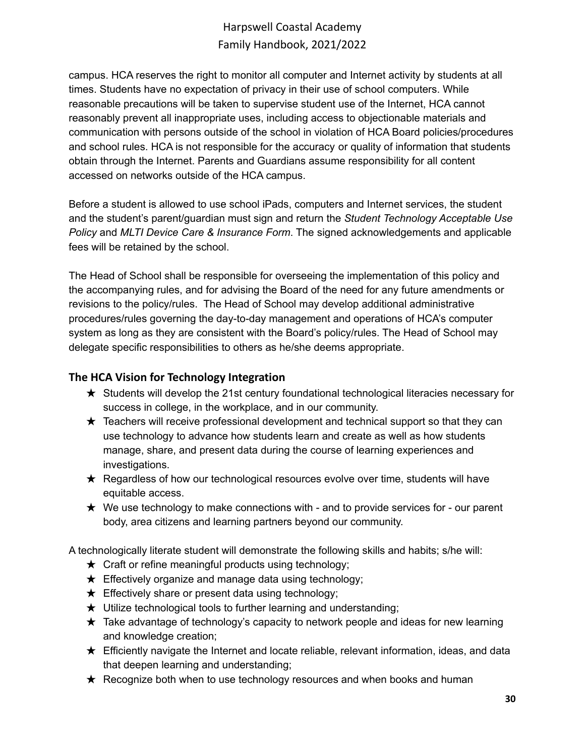campus. HCA reserves the right to monitor all computer and Internet activity by students at all times. Students have no expectation of privacy in their use of school computers. While reasonable precautions will be taken to supervise student use of the Internet, HCA cannot reasonably prevent all inappropriate uses, including access to objectionable materials and communication with persons outside of the school in violation of HCA Board policies/procedures and school rules. HCA is not responsible for the accuracy or quality of information that students obtain through the Internet. Parents and Guardians assume responsibility for all content accessed on networks outside of the HCA campus.

Before a student is allowed to use school iPads, computers and Internet services, the student and the student's parent/guardian must sign and return the *Student Technology Acceptable Use Policy* and *MLTI Device Care & Insurance Form*. The signed acknowledgements and applicable fees will be retained by the school.

The Head of School shall be responsible for overseeing the implementation of this policy and the accompanying rules, and for advising the Board of the need for any future amendments or revisions to the policy/rules. The Head of School may develop additional administrative procedures/rules governing the day-to-day management and operations of HCA's computer system as long as they are consistent with the Board's policy/rules. The Head of School may delegate specific responsibilities to others as he/she deems appropriate.

### The HCA Vision for Technology Integration

- ★ Students will develop the 21st century foundational technological literacies necessary for success in college, in the workplace, and in our community.
- ★ Teachers will receive professional development and technical support so that they can use technology to advance how students learn and create as well as how students manage, share, and present data during the course of learning experiences and investigations.
- ★ Regardless of how our technological resources evolve over time, students will have equitable access.
- ★ We use technology to make connections with - and to provide services for - our parent body, area citizens and learning partners beyond our community.

A technologically literate student will demonstrate the following skills and habits; s/he will:

- ★ Craft or refine meaningful products using technology;
- ★ Effectively organize and manage data using technology;
- ★ Effectively share or present data using technology;
- ★ Utilize technological tools to further learning and understanding;
- ★ Take advantage of technology's capacity to network people and ideas for new learning and knowledge creation;
- ★ Efficiently navigate the Internet and locate reliable, relevant information, ideas, and data that deepen learning and understanding;
- ★ Recognize both when to use technology resources and when books and human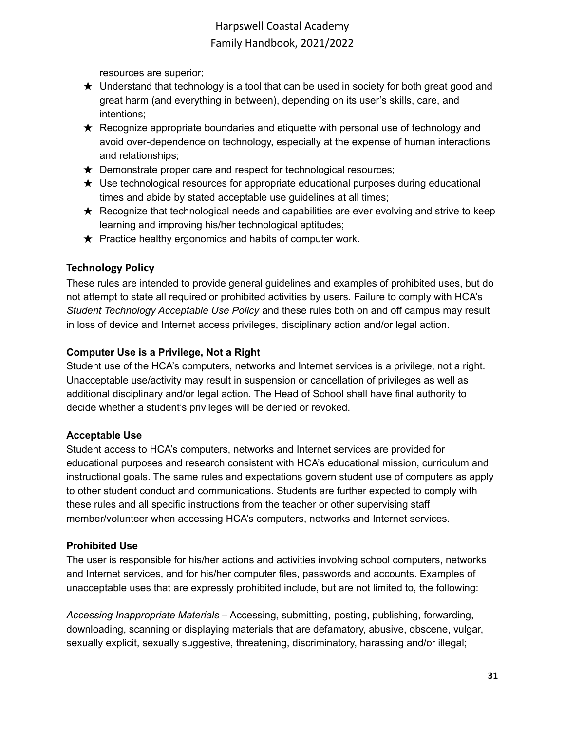resources are superior;

- ★ Understand that technology is a tool that can be used in society for both great good and great harm (and everything in between), depending on its user's skills, care, and intentions;
- ★ Recognize appropriate boundaries and etiquette with personal use of technology and avoid over-dependence on technology, especially at the expense of human interactions and relationships;
- ★ Demonstrate proper care and respect for technological resources;
- ★ Use technological resources for appropriate educational purposes during educational times and abide by stated acceptable use guidelines at all times;
- ★ Recognize that technological needs and capabilities are ever evolving and strive to keep learning and improving his/her technological aptitudes;
- ★ Practice healthy ergonomics and habits of computer work.

## Technology Policy

These rules are intended to provide general guidelines and examples of prohibited uses, but do not attempt to state all required or prohibited activities by users. Failure to comply with HCA's *Student Technology Acceptable Use Policy* and these rules both on and off campus may result in loss of device and Internet access privileges, disciplinary action and/or legal action.

### Computer Use is a Privilege, Not a Right

Student use of the HCA's computers, networks and Internet services is a privilege, not a right. Unacceptable use/activity may result in suspension or cancellation of privileges as well as additional disciplinary and/or legal action. The Head of School shall have final authority to decide whether a student's privileges will be denied or revoked.

### Acceptable Use

Student access to HCA's computers, networks and Internet services are provided for educational purposes and research consistent with HCA's educational mission, curriculum and instructional goals. The same rules and expectations govern student use of computers as apply to other student conduct and communications. Students are further expected to comply with these rules and all specific instructions from the teacher or other supervising staff member/volunteer when accessing HCA's computers, networks and Internet services.

### Prohibited Use

The user is responsible for his/her actions and activities involving school computers, networks and Internet services, and for his/her computer files, passwords and accounts. Examples of unacceptable uses that are expressly prohibited include, but are not limited to, the following:

*Accessing Inappropriate Materials* – Accessing, submitting, posting, publishing, forwarding, downloading, scanning or displaying materials that are defamatory, abusive, obscene, vulgar, sexually explicit, sexually suggestive, threatening, discriminatory, harassing and/or illegal;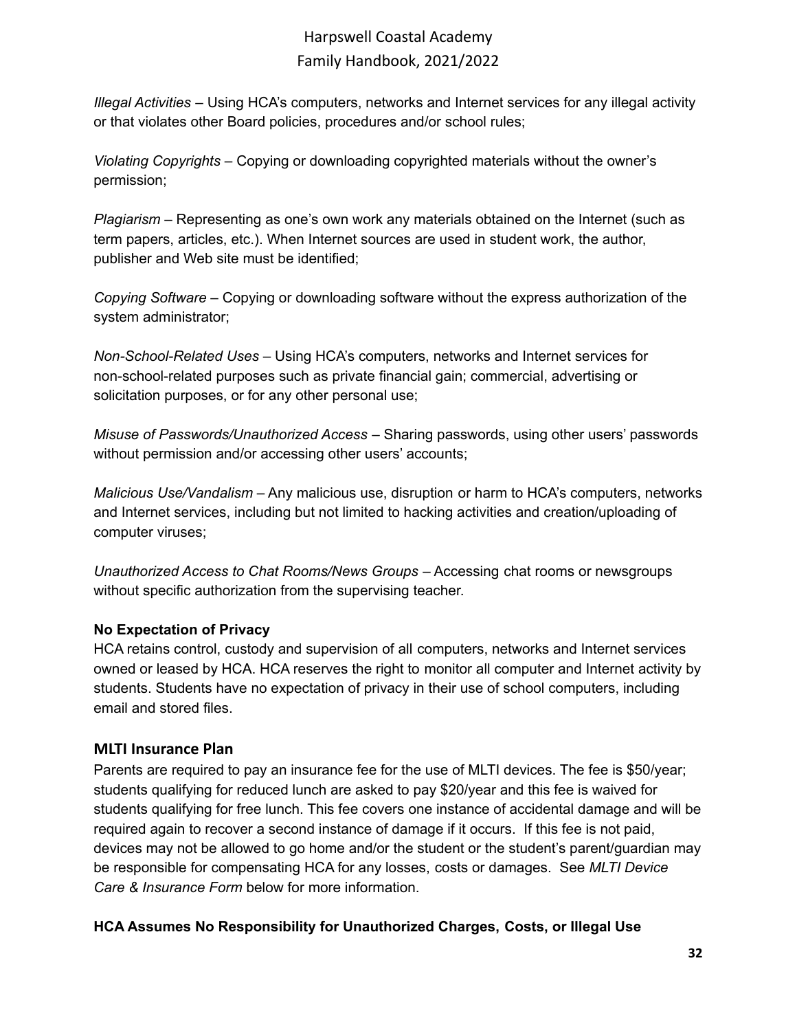*Illegal Activities* – Using HCA's computers, networks and Internet services for any illegal activity or that violates other Board policies, procedures and/or school rules;

*Violating Copyrights* – Copying or downloading copyrighted materials without the owner's permission;

*Plagiarism* – Representing as one's own work any materials obtained on the Internet (such as term papers, articles, etc.). When Internet sources are used in student work, the author, publisher and Web site must be identified;

*Copying Software* – Copying or downloading software without the express authorization of the system administrator;

*Non-School-Related Uses* – Using HCA's computers, networks and Internet services for non-school-related purposes such as private financial gain; commercial, advertising or solicitation purposes, or for any other personal use;

*Misuse of Passwords/Unauthorized Access* – Sharing passwords, using other users' passwords without permission and/or accessing other users' accounts;

*Malicious Use/Vandalism* – Any malicious use, disruption or harm to HCA's computers, networks and Internet services, including but not limited to hacking activities and creation/uploading of computer viruses;

*Unauthorized Access to Chat Rooms/News Groups* – Accessing chat rooms or newsgroups without specific authorization from the supervising teacher.

**No Expectation of Privacy**

HCA retains control, custody and supervision of all computers, networks and Internet services owned or leased by HCA. HCA reserves the right to monitor all computer and Internet activity by students. Students have no expectation of privacy in their use of school computers, including email and stored files.

## MLTI Insurance Plan

Parents are required to pay an insurance fee for the use of MLTI devices. The fee is $50/year; students qualifying for reduced lunch are asked to pay $20/year and this fee is waived for students qualifying for free lunch. This fee covers one instance of accidental damage and will be required again to recover a second instance of damage if it occurs. If this fee is not paid, devices may not be allowed to go home and/or the student or the student's parent/guardian may be responsible for compensating HCA for any losses, costs or damages. See *MLTI Device Care & Insurance Form* below for more information.

**HCA Assumes No Responsibility for Unauthorized Charges, Costs, or Illegal Use**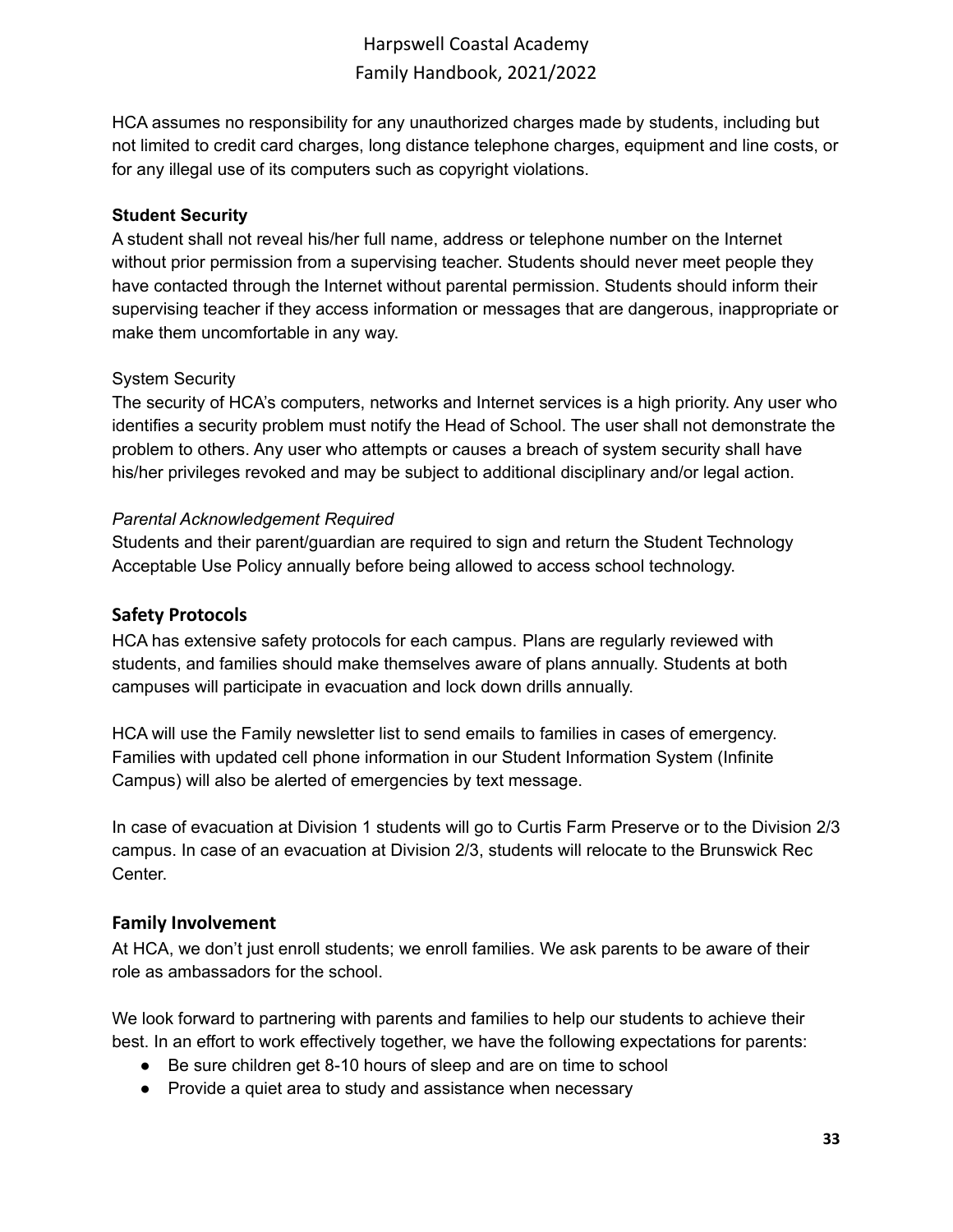HCA assumes no responsibility for any unauthorized charges made by students, including but not limited to credit card charges, long distance telephone charges, equipment and line costs, or for any illegal use of its computers such as copyright violations.

**Student Security**

A student shall not reveal his/her full name, address or telephone number on the Internet without prior permission from a supervising teacher. Students should never meet people they have contacted through the Internet without parental permission. Students should inform their supervising teacher if they access information or messages that are dangerous, inappropriate or make them uncomfortable in any way.

System Security

The security of HCA's computers, networks and Internet services is a high priority. Any user who identifies a security problem must notify the Head of School. The user shall not demonstrate the problem to others. Any user who attempts or causes a breach of system security shall have his/her privileges revoked and may be subject to additional disciplinary and/or legal action.

*Parental Acknowledgement Required*

Students and their parent/guardian are required to sign and return the Student Technology Acceptable Use Policy annually before being allowed to access school technology.

## Safety Protocols

HCA has extensive safety protocols for each campus. Plans are regularly reviewed with students, and families should make themselves aware of plans annually. Students at both campuses will participate in evacuation and lock down drills annually.

HCA will use the Family newsletter list to send emails to families in cases of emergency. Families with updated cell phone information in our Student Information System (Infinite Campus) will also be alerted of emergencies by text message.

In case of evacuation at Division 1 students will go to Curtis Farm Preserve or to the Division 2/3 campus. In case of an evacuation at Division 2/3, students will relocate to the Brunswick Rec Center.

## Family Involvement

At HCA, we don't just enroll students; we enroll families. We ask parents to be aware of their role as ambassadors for the school.

We look forward to partnering with parents and families to help our students to achieve their best. In an effort to work effectively together, we have the following expectations for parents:

- Be sure children get 8-10 hours of sleep and are on time to school
- Provide a quiet area to study and assistance when necessary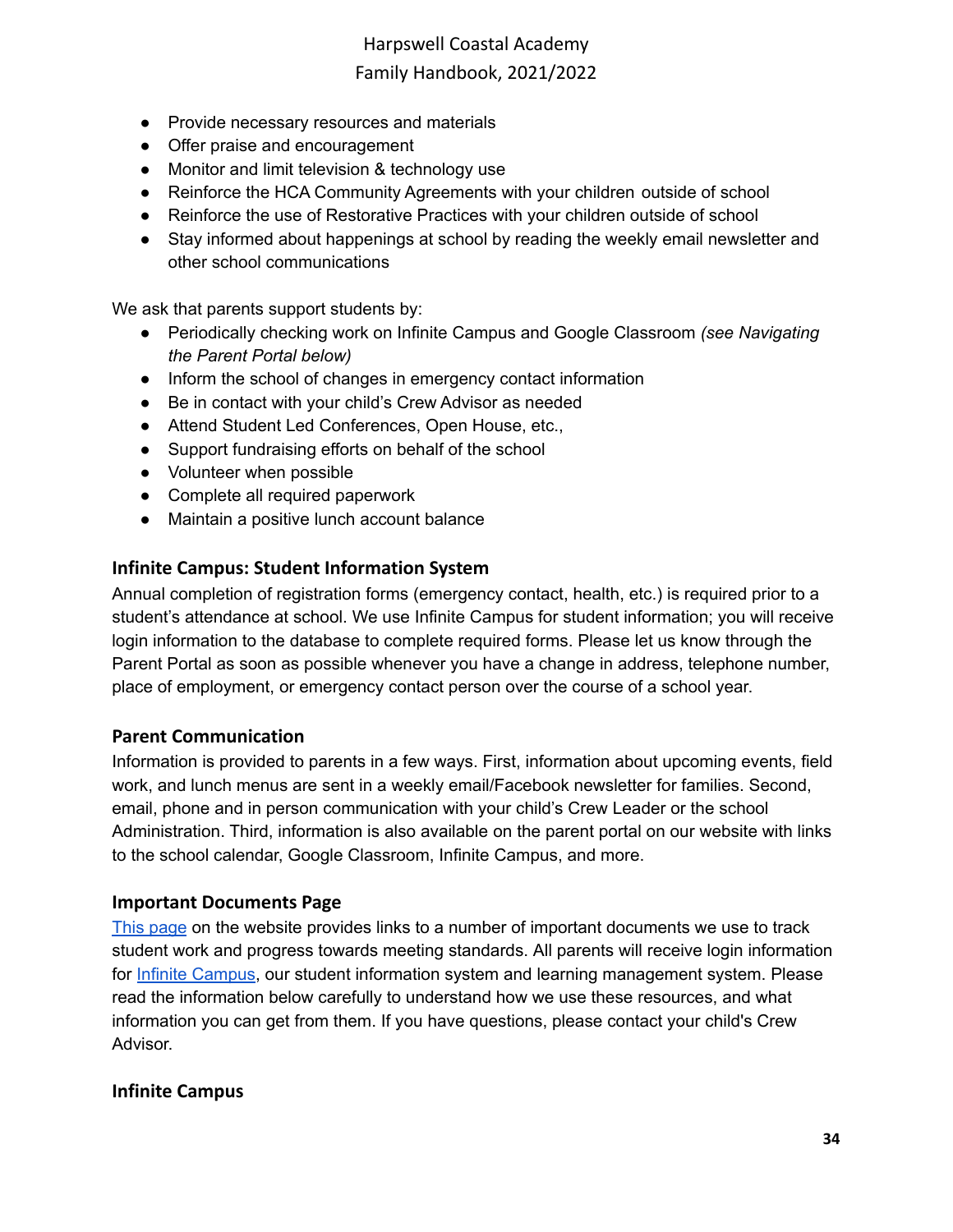- Provide necessary resources and materials
- Offer praise and encouragement
- Monitor and limit television & technology use
- Reinforce the HCA Community Agreements with your children outside of school
- Reinforce the use of Restorative Practices with your children outside of school
- Stay informed about happenings at school by reading the weekly email newsletter and other school communications

We ask that parents support students by:

- Periodically checking work on Infinite Campus and Google Classroom *(see Navigating the Parent Portal below)*
- Inform the school of changes in emergency contact information
- Be in contact with your child's Crew Advisor as needed
- Attend Student Led Conferences, Open House, etc.,
- Support fundraising efforts on behalf of the school
- Volunteer when possible
- Complete all required paperwork
- Maintain a positive lunch account balance

### Infinite Campus: Student Information System

Annual completion of registration forms (emergency contact, health, etc.) is required prior to a student's attendance at school. We use Infinite Campus for student information; you will receive login information to the database to complete required forms. Please let us know through the Parent Portal as soon as possible whenever you have a change in address, telephone number, place of employment, or emergency contact person over the course of a school year.

### Parent Communication

Information is provided to parents in a few ways. First, information about upcoming events, field work, and lunch menus are sent in a weekly email/Facebook newsletter for families. Second, email, phone and in person communication with your child's Crew Leader or the school Administration. Third, information is also available on the parent portal on our website with links to the school calendar, Google Classroom, Infinite Campus, and more.

### Important Documents Page

This page on the website provides links to a number of important documents we use to track student work and progress towards meeting standards. All parents will receive login information for Infinite Campus, our student information system and learning management system. Please read the information below carefully to understand how we use these resources, and what information you can get from them. If you have questions, please contact your child's Crew Advisor.

### Infinite Campus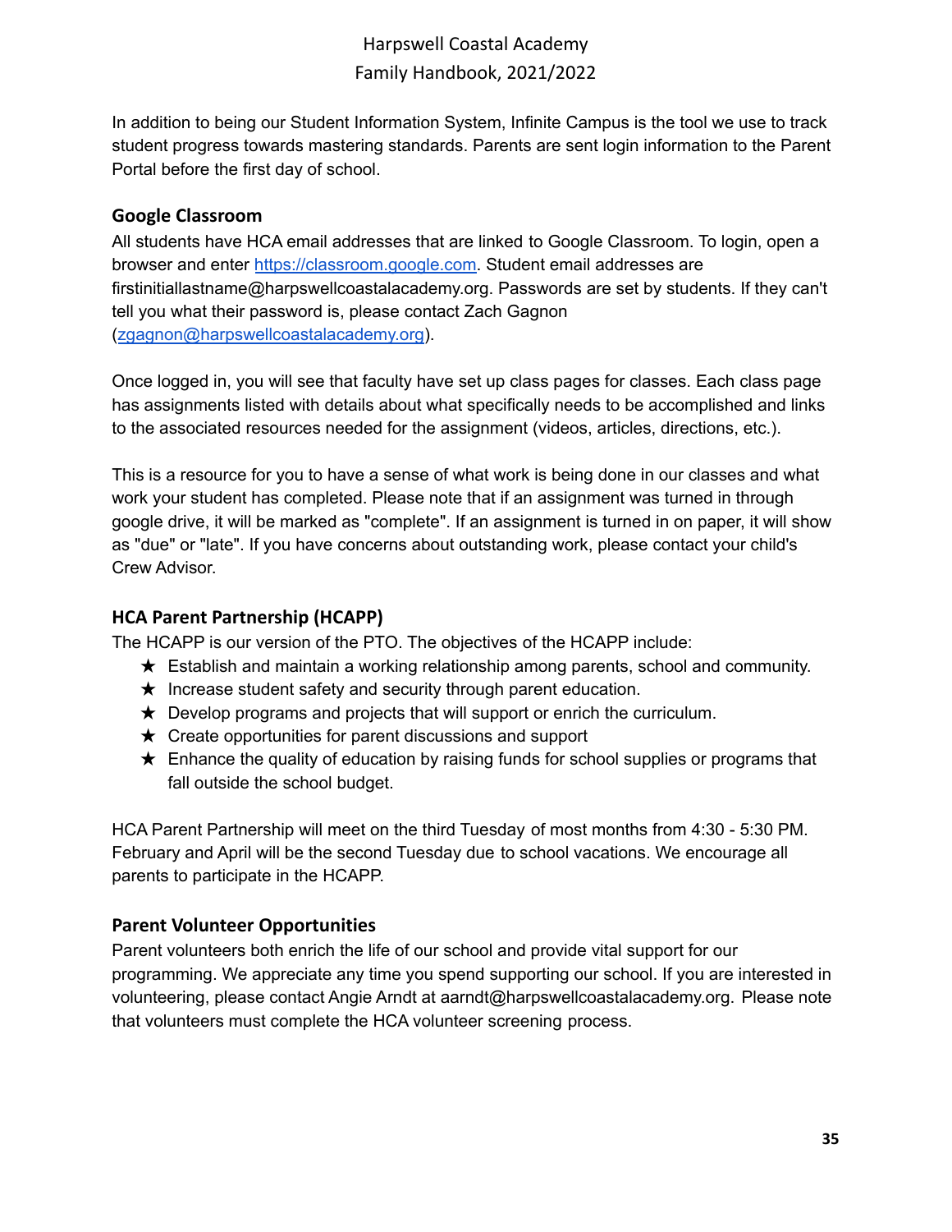In addition to being our Student Information System, Infinite Campus is the tool we use to track student progress towards mastering standards. Parents are sent login information to the Parent Portal before the first day of school.

### Google Classroom

All students have HCA email addresses that are linked to Google Classroom. To login, open a browser and enter https://classroom.google.com. Student email addresses are firstinitiallastname@harpswellcoastalacademy.org. Passwords are set by students. If they can't tell you what their password is, please contact Zach Gagnon (zgagnon@harpswellcoastalacademy.org).

Once logged in, you will see that faculty have set up class pages for classes. Each class page has assignments listed with details about what specifically needs to be accomplished and links to the associated resources needed for the assignment (videos, articles, directions, etc.).

This is a resource for you to have a sense of what work is being done in our classes and what work your student has completed. Please note that if an assignment was turned in through google drive, it will be marked as "complete". If an assignment is turned in on paper, it will show as "due" or "late". If you have concerns about outstanding work, please contact your child's Crew Advisor.

### HCA Parent Partnership (HCAPP)

The HCAPP is our version of the PTO. The objectives of the HCAPP include:

- ★ Establish and maintain a working relationship among parents, school and community.
- ★ Increase student safety and security through parent education.
- ★ Develop programs and projects that will support or enrich the curriculum.
- ★ Create opportunities for parent discussions and support
- ★ Enhance the quality of education by raising funds for school supplies or programs that fall outside the school budget.

HCA Parent Partnership will meet on the third Tuesday of most months from 4:30 - 5:30 PM. February and April will be the second Tuesday due to school vacations. We encourage all parents to participate in the HCAPP.

### Parent Volunteer Opportunities

Parent volunteers both enrich the life of our school and provide vital support for our programming. We appreciate any time you spend supporting our school. If you are interested in volunteering, please contact Angie Arndt at aarndt@harpswellcoastalacademy.org. Please note that volunteers must complete the HCA volunteer screening process.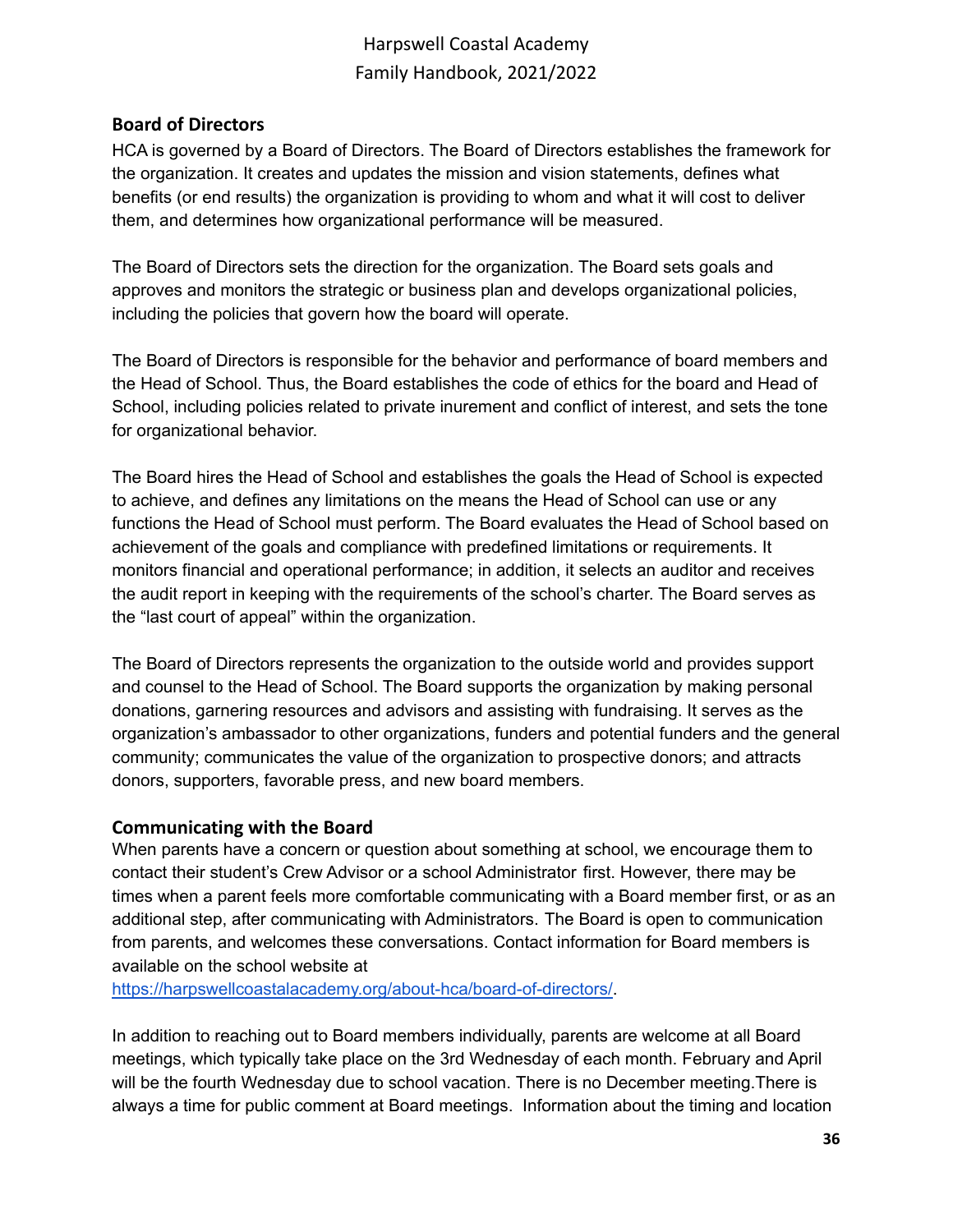## Board of Directors

HCA is governed by a Board of Directors. The Board of Directors establishes the framework for the organization. It creates and updates the mission and vision statements, defines what benefits (or end results) the organization is providing to whom and what it will cost to deliver them, and determines how organizational performance will be measured.

The Board of Directors sets the direction for the organization. The Board sets goals and approves and monitors the strategic or business plan and develops organizational policies, including the policies that govern how the board will operate.

The Board of Directors is responsible for the behavior and performance of board members and the Head of School. Thus, the Board establishes the code of ethics for the board and Head of School, including policies related to private inurement and conflict of interest, and sets the tone for organizational behavior.

The Board hires the Head of School and establishes the goals the Head of School is expected to achieve, and defines any limitations on the means the Head of School can use or any functions the Head of School must perform. The Board evaluates the Head of School based on achievement of the goals and compliance with predefined limitations or requirements. It monitors financial and operational performance; in addition, it selects an auditor and receives the audit report in keeping with the requirements of the school's charter. The Board serves as the "last court of appeal" within the organization.

The Board of Directors represents the organization to the outside world and provides support and counsel to the Head of School. The Board supports the organization by making personal donations, garnering resources and advisors and assisting with fundraising. It serves as the organization's ambassador to other organizations, funders and potential funders and the general community; communicates the value of the organization to prospective donors; and attracts donors, supporters, favorable press, and new board members.

## Communicating with the Board

When parents have a concern or question about something at school, we encourage them to contact their student's Crew Advisor or a school Administrator first. However, there may be times when a parent feels more comfortable communicating with a Board member first, or as an additional step, after communicating with Administrators. The Board is open to communication from parents, and welcomes these conversations. Contact information for Board members is available on the school website at [https://harpswellcoastalacademy.org/about-hca/board-of-directors/](https://harpswellcoastalacademy.org/about-hca/board-of-directors/).

In addition to reaching out to Board members individually, parents are welcome at all Board meetings, which typically take place on the 3rd Wednesday of each month. February and April will be the fourth Wednesday due to school vacation. There is no December meeting.There is always a time for public comment at Board meetings. Information about the timing and location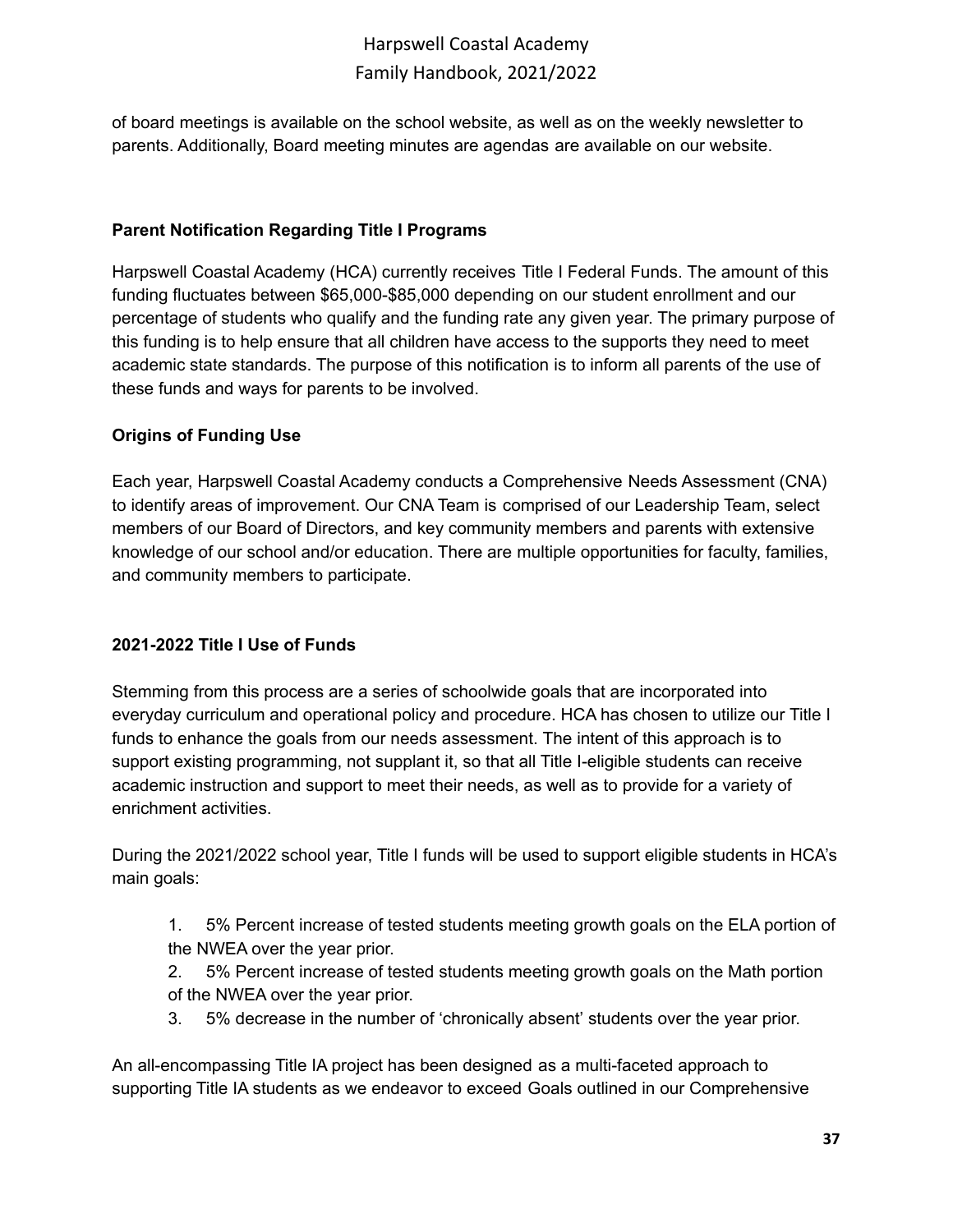of board meetings is available on the school website, as well as on the weekly newsletter to parents. Additionally, Board meeting minutes are agendas are available on our website.

**Parent Notification Regarding Title I Programs**

Harpswell Coastal Academy (HCA) currently receives Title I Federal Funds. The amount of this funding fluctuates between $65,000-$85,000 depending on our student enrollment and our percentage of students who qualify and the funding rate any given year. The primary purpose of this funding is to help ensure that all children have access to the supports they need to meet academic state standards. The purpose of this notification is to inform all parents of the use of these funds and ways for parents to be involved.

**Origins of Funding Use**

Each year, Harpswell Coastal Academy conducts a Comprehensive Needs Assessment (CNA) to identify areas of improvement. Our CNA Team is comprised of our Leadership Team, select members of our Board of Directors, and key community members and parents with extensive knowledge of our school and/or education. There are multiple opportunities for faculty, families, and community members to participate.

**2021-2022 Title I Use of Funds**

Stemming from this process are a series of schoolwide goals that are incorporated into everyday curriculum and operational policy and procedure. HCA has chosen to utilize our Title I funds to enhance the goals from our needs assessment. The intent of this approach is to support existing programming, not supplant it, so that all Title I-eligible students can receive academic instruction and support to meet their needs, as well as to provide for a variety of enrichment activities.

During the 2021/2022 school year, Title I funds will be used to support eligible students in HCA's main goals:

1. 5% Percent increase of tested students meeting growth goals on the ELA portion of the NWEA over the year prior.
2. 5% Percent increase of tested students meeting growth goals on the Math portion of the NWEA over the year prior.
3. 5% decrease in the number of 'chronically absent' students over the year prior.

An all-encompassing Title IA project has been designed as a multi-faceted approach to supporting Title IA students as we endeavor to exceed Goals outlined in our Comprehensive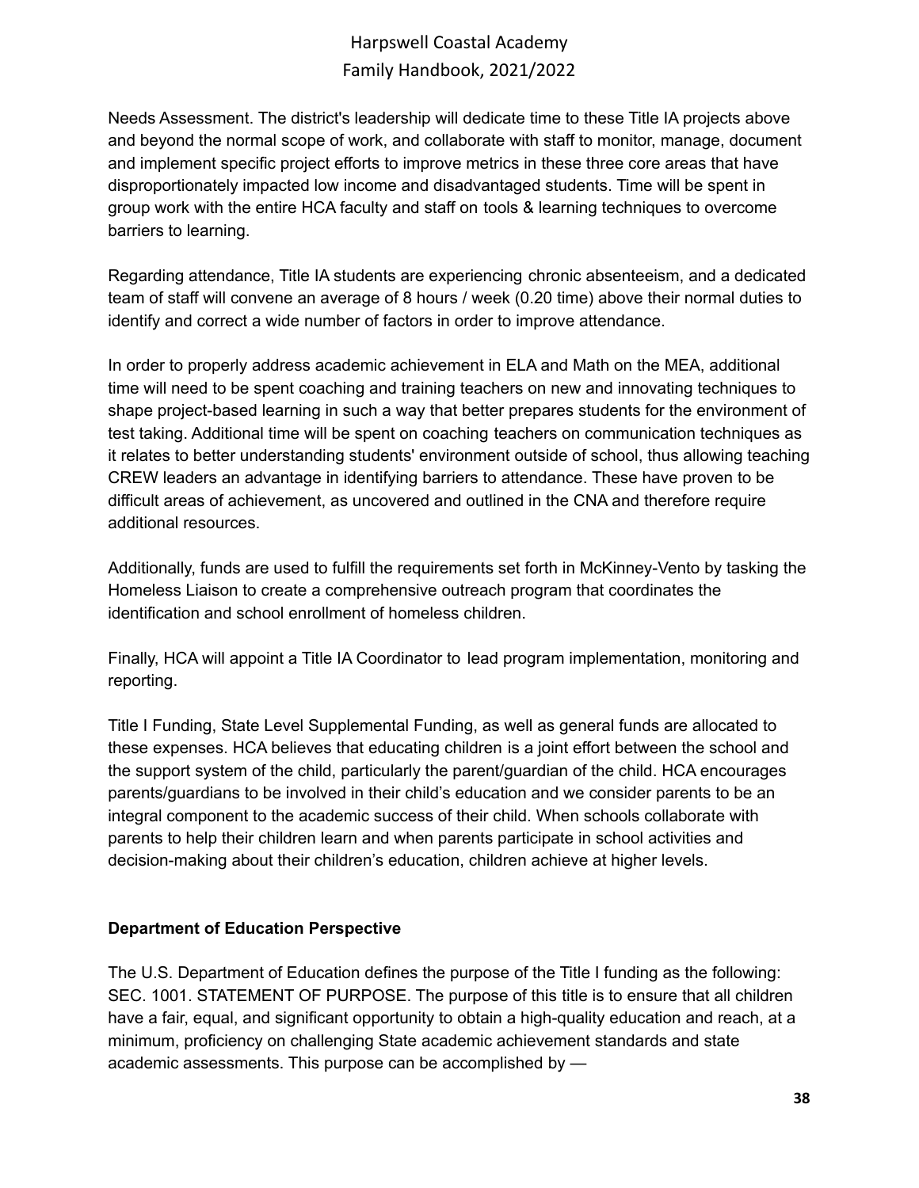Needs Assessment. The district's leadership will dedicate time to these Title IA projects above and beyond the normal scope of work, and collaborate with staff to monitor, manage, document and implement specific project efforts to improve metrics in these three core areas that have disproportionately impacted low income and disadvantaged students. Time will be spent in group work with the entire HCA faculty and staff on tools & learning techniques to overcome barriers to learning.

Regarding attendance, Title IA students are experiencing chronic absenteeism, and a dedicated team of staff will convene an average of 8 hours / week (0.20 time) above their normal duties to identify and correct a wide number of factors in order to improve attendance.

In order to properly address academic achievement in ELA and Math on the MEA, additional time will need to be spent coaching and training teachers on new and innovating techniques to shape project-based learning in such a way that better prepares students for the environment of test taking. Additional time will be spent on coaching teachers on communication techniques as it relates to better understanding students' environment outside of school, thus allowing teaching CREW leaders an advantage in identifying barriers to attendance. These have proven to be difficult areas of achievement, as uncovered and outlined in the CNA and therefore require additional resources.

Additionally, funds are used to fulfill the requirements set forth in McKinney-Vento by tasking the Homeless Liaison to create a comprehensive outreach program that coordinates the identification and school enrollment of homeless children.

Finally, HCA will appoint a Title IA Coordinator to lead program implementation, monitoring and reporting.

Title I Funding, State Level Supplemental Funding, as well as general funds are allocated to these expenses. HCA believes that educating children is a joint effort between the school and the support system of the child, particularly the parent/guardian of the child. HCA encourages parents/guardians to be involved in their child's education and we consider parents to be an integral component to the academic success of their child. When schools collaborate with parents to help their children learn and when parents participate in school activities and decision-making about their children's education, children achieve at higher levels.

**Department of Education Perspective**

The U.S. Department of Education defines the purpose of the Title I funding as the following: SEC. 1001. STATEMENT OF PURPOSE. The purpose of this title is to ensure that all children have a fair, equal, and significant opportunity to obtain a high-quality education and reach, at a minimum, proficiency on challenging State academic achievement standards and state academic assessments. This purpose can be accomplished by —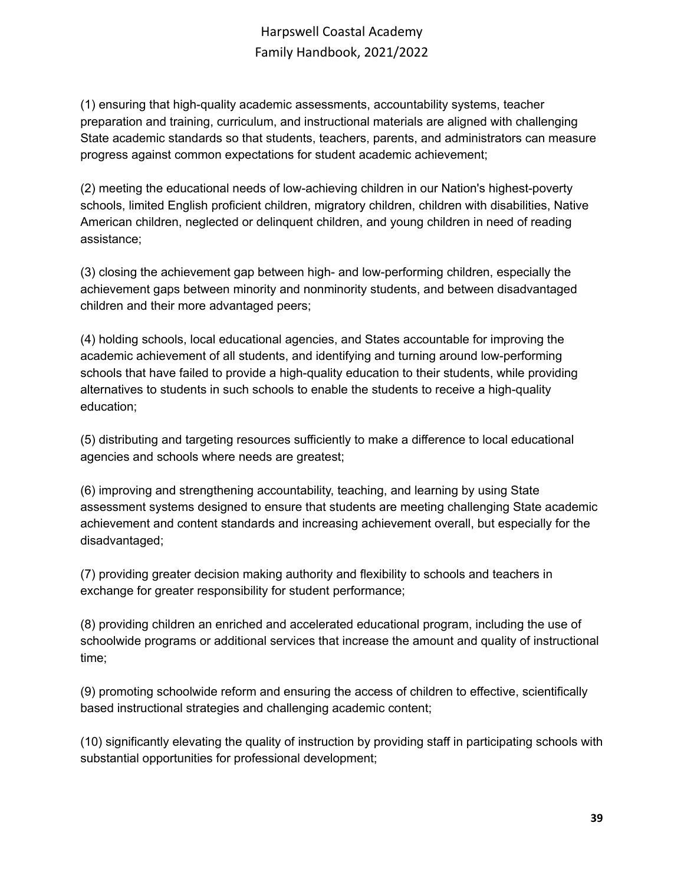(1) ensuring that high-quality academic assessments, accountability systems, teacher preparation and training, curriculum, and instructional materials are aligned with challenging State academic standards so that students, teachers, parents, and administrators can measure progress against common expectations for student academic achievement;

(2) meeting the educational needs of low-achieving children in our Nation's highest-poverty schools, limited English proficient children, migratory children, children with disabilities, Native American children, neglected or delinquent children, and young children in need of reading assistance;

(3) closing the achievement gap between high- and low-performing children, especially the achievement gaps between minority and nonminority students, and between disadvantaged children and their more advantaged peers;

(4) holding schools, local educational agencies, and States accountable for improving the academic achievement of all students, and identifying and turning around low-performing schools that have failed to provide a high-quality education to their students, while providing alternatives to students in such schools to enable the students to receive a high-quality education;

(5) distributing and targeting resources sufficiently to make a difference to local educational agencies and schools where needs are greatest;

(6) improving and strengthening accountability, teaching, and learning by using State assessment systems designed to ensure that students are meeting challenging State academic achievement and content standards and increasing achievement overall, but especially for the disadvantaged;

(7) providing greater decision making authority and flexibility to schools and teachers in exchange for greater responsibility for student performance;

(8) providing children an enriched and accelerated educational program, including the use of schoolwide programs or additional services that increase the amount and quality of instructional time;

(9) promoting schoolwide reform and ensuring the access of children to effective, scientifically based instructional strategies and challenging academic content;

(10) significantly elevating the quality of instruction by providing staff in participating schools with substantial opportunities for professional development;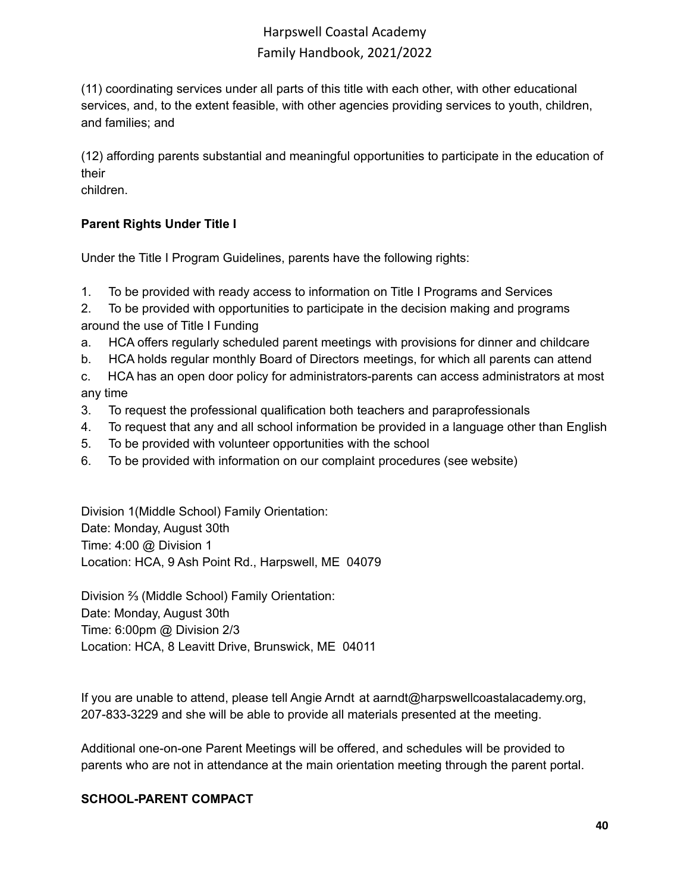(11) coordinating services under all parts of this title with each other, with other educational services, and, to the extent feasible, with other agencies providing services to youth, children, and families; and

(12) affording parents substantial and meaningful opportunities to participate in the education of their
children.

**Parent Rights Under Title I**

Under the Title I Program Guidelines, parents have the following rights:

1. To be provided with ready access to information on Title I Programs and Services
2. To be provided with opportunities to participate in the decision making and programs around the use of Title I Funding
   a. HCA offers regularly scheduled parent meetings with provisions for dinner and childcare
   b. HCA holds regular monthly Board of Directors meetings, for which all parents can attend
   c. HCA has an open door policy for administrators-parents can access administrators at most any time
3. To request the professional qualification both teachers and paraprofessionals
4. To request that any and all school information be provided in a language other than English
5. To be provided with volunteer opportunities with the school
6. To be provided with information on our complaint procedures (see website)

Division 1(Middle School) Family Orientation:
Date: Monday, August 30th
Time: 4:00 @ Division 1
Location: HCA, 9 Ash Point Rd., Harpswell, ME 04079

Division ⅔ (Middle School) Family Orientation:
Date: Monday, August 30th
Time: 6:00pm @ Division 2/3
Location: HCA, 8 Leavitt Drive, Brunswick, ME 04011

If you are unable to attend, please tell Angie Arndt at aarndt@harpswellcoastalacademy.org, 207-833-3229 and she will be able to provide all materials presented at the meeting.

Additional one-on-one Parent Meetings will be offered, and schedules will be provided to parents who are not in attendance at the main orientation meeting through the parent portal.

**SCHOOL-PARENT COMPACT**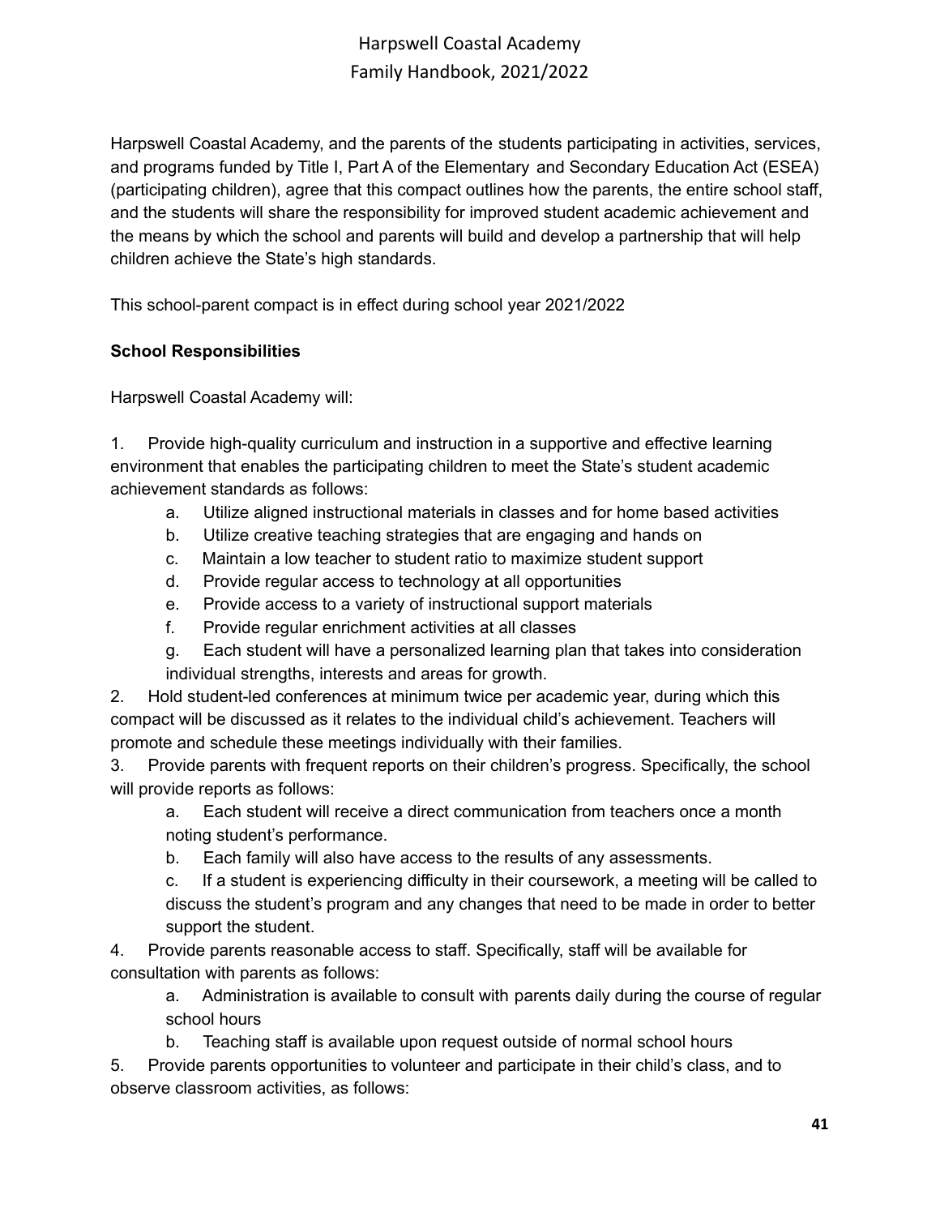Harpswell Coastal Academy, and the parents of the students participating in activities, services, and programs funded by Title I, Part A of the Elementary and Secondary Education Act (ESEA) (participating children), agree that this compact outlines how the parents, the entire school staff, and the students will share the responsibility for improved student academic achievement and the means by which the school and parents will build and develop a partnership that will help children achieve the State's high standards.

This school-parent compact is in effect during school year 2021/2022

**School Responsibilities**

Harpswell Coastal Academy will:

1. Provide high-quality curriculum and instruction in a supportive and effective learning environment that enables the participating children to meet the State's student academic achievement standards as follows:
   a. Utilize aligned instructional materials in classes and for home based activities
   b. Utilize creative teaching strategies that are engaging and hands on
   c. Maintain a low teacher to student ratio to maximize student support
   d. Provide regular access to technology at all opportunities
   e. Provide access to a variety of instructional support materials
   f. Provide regular enrichment activities at all classes
   g. Each student will have a personalized learning plan that takes into consideration individual strengths, interests and areas for growth.
2. Hold student-led conferences at minimum twice per academic year, during which this compact will be discussed as it relates to the individual child's achievement. Teachers will promote and schedule these meetings individually with their families.
3. Provide parents with frequent reports on their children's progress. Specifically, the school will provide reports as follows:
   a. Each student will receive a direct communication from teachers once a month noting student's performance.
   b. Each family will also have access to the results of any assessments.
   c. If a student is experiencing difficulty in their coursework, a meeting will be called to discuss the student's program and any changes that need to be made in order to better support the student.
4. Provide parents reasonable access to staff. Specifically, staff will be available for consultation with parents as follows:
   a. Administration is available to consult with parents daily during the course of regular school hours
   b. Teaching staff is available upon request outside of normal school hours
5. Provide parents opportunities to volunteer and participate in their child's class, and to observe classroom activities, as follows: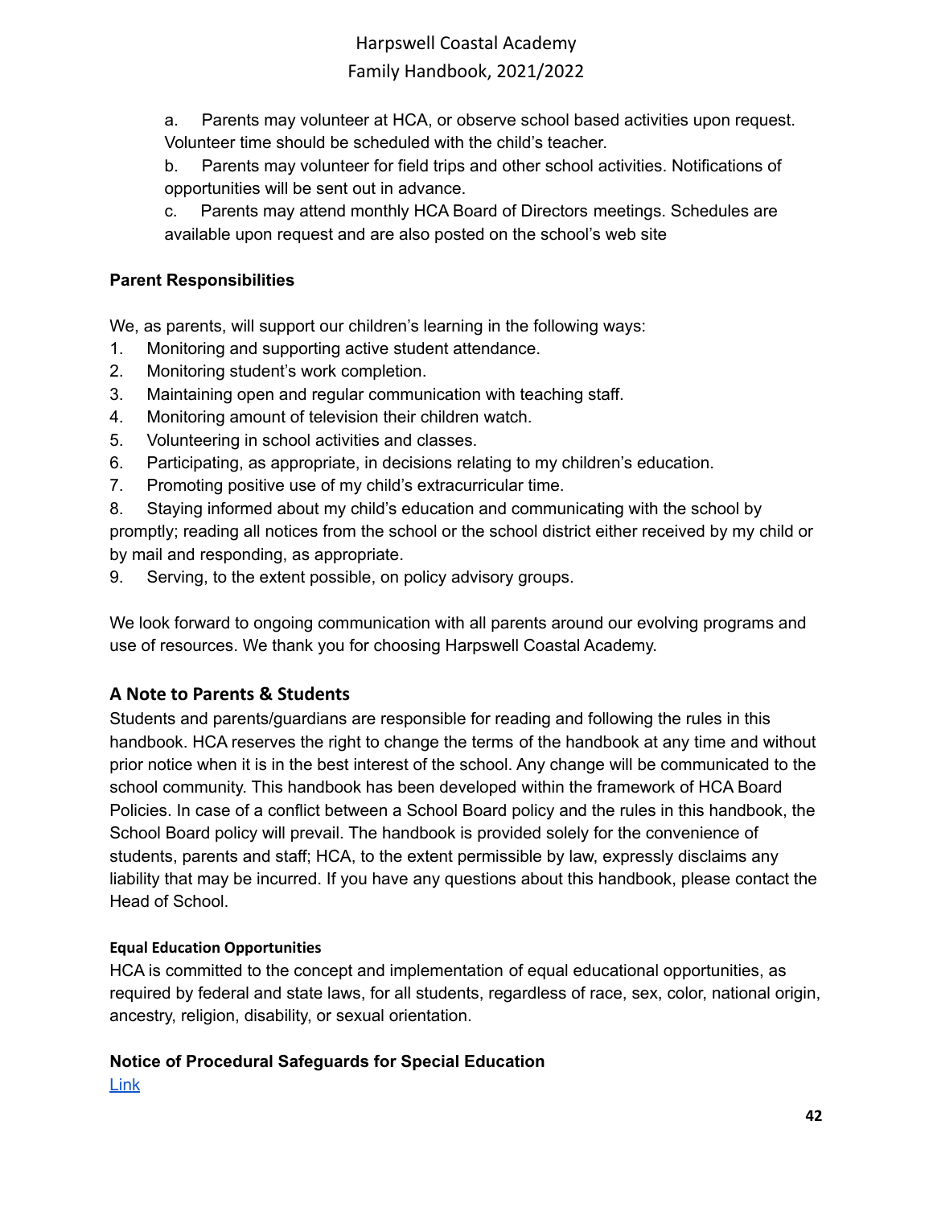a. Parents may volunteer at HCA, or observe school based activities upon request. Volunteer time should be scheduled with the child's teacher.

b. Parents may volunteer for field trips and other school activities. Notifications of opportunities will be sent out in advance.

c. Parents may attend monthly HCA Board of Directors meetings. Schedules are available upon request and are also posted on the school's web site

**Parent Responsibilities**

We, as parents, will support our children's learning in the following ways:

1. Monitoring and supporting active student attendance.
2. Monitoring student's work completion.
3. Maintaining open and regular communication with teaching staff.
4. Monitoring amount of television their children watch.
5. Volunteering in school activities and classes.
6. Participating, as appropriate, in decisions relating to my children's education.
7. Promoting positive use of my child's extracurricular time.
8. Staying informed about my child's education and communicating with the school by promptly; reading all notices from the school or the school district either received by my child or by mail and responding, as appropriate.
9. Serving, to the extent possible, on policy advisory groups.

We look forward to ongoing communication with all parents around our evolving programs and use of resources. We thank you for choosing Harpswell Coastal Academy.

## A Note to Parents & Students

Students and parents/guardians are responsible for reading and following the rules in this handbook. HCA reserves the right to change the terms of the handbook at any time and without prior notice when it is in the best interest of the school. Any change will be communicated to the school community. This handbook has been developed within the framework of HCA Board Policies. In case of a conflict between a School Board policy and the rules in this handbook, the School Board policy will prevail. The handbook is provided solely for the convenience of students, parents and staff; HCA, to the extent permissible by law, expressly disclaims any liability that may be incurred. If you have any questions about this handbook, please contact the Head of School.

#### Equal Education Opportunities

HCA is committed to the concept and implementation of equal educational opportunities, as required by federal and state laws, for all students, regardless of race, sex, color, national origin, ancestry, religion, disability, or sexual orientation.

### Notice of Procedural Safeguards for Special Education

Link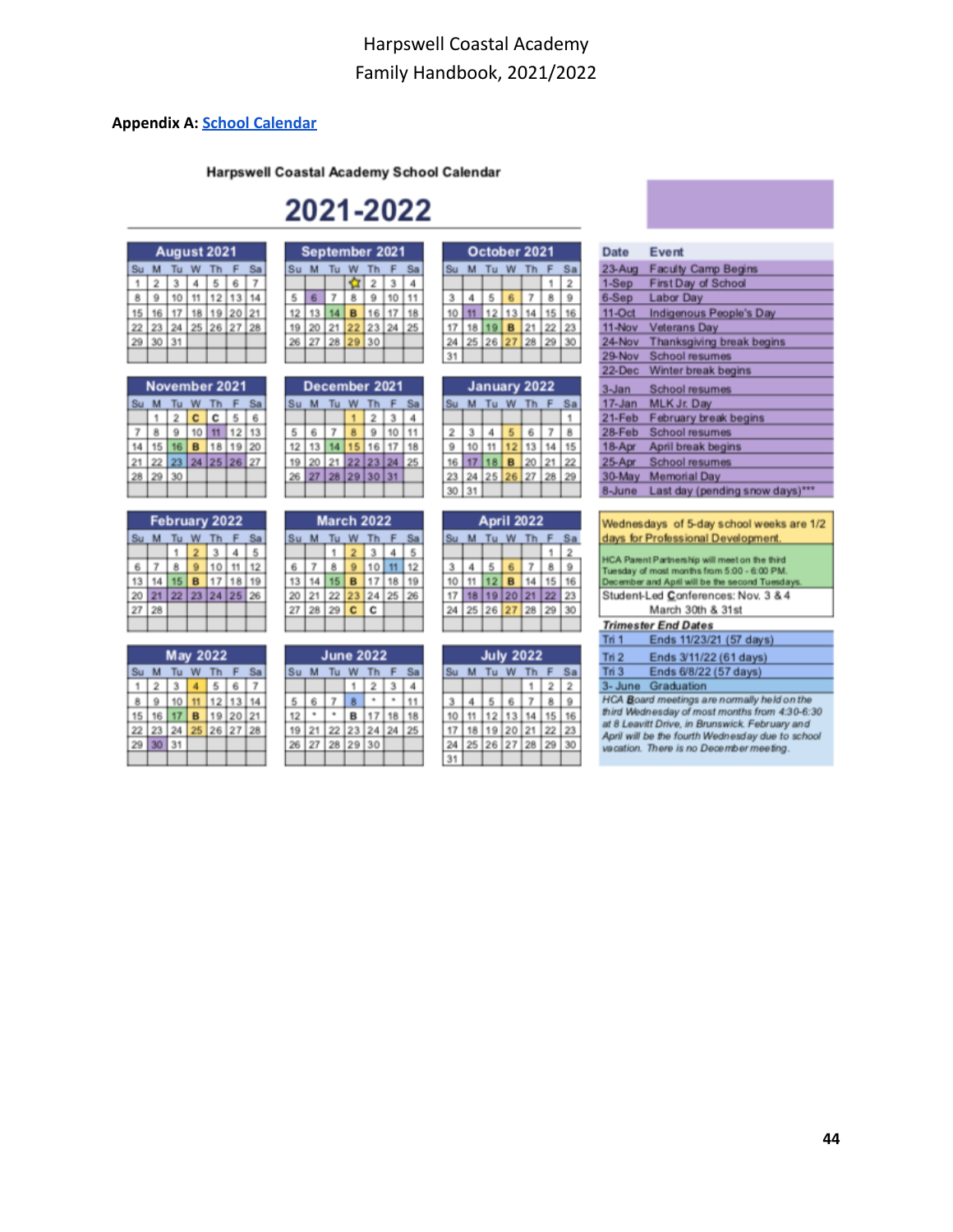**Appendix A:** School Calendar

## Harpswell Coastal Academy School Calendar

# 2021-2022

**August 2021**

| Su | M | Tu | W | Th | F | Sa |
|---|---|---|---|---|---|---|
| 1 | 2 | 3 | 4 | 5 | 6 | 7 |
| 8 | 9 | 10 | 11 | 12 | 13 | 14 |
| 15 | 16 | 17 | 18 | 19 | 20 | 21 |
| 22 | 23 | 24 | 25 | 26 | 27 | 28 |
| 29 | 30 | 31 | | | | |

**September 2021**

| Su | M | Tu | W | Th | F | Sa |
|---|---|---|---|---|---|---|
| | | | ☆ | 2 | 3 | 4 |
| 5 | 6 | 7 | 8 | 9 | 10 | 11 |
| 12 | 13 | 14 | B | 16 | 17 | 18 |
| 19 | 20 | 21 | 22 | 23 | 24 | 25 |
| 26 | 27 | 28 | 29 | 30 | | |

**October 2021**

| Su | M | Tu | W | Th | F | Sa |
|---|---|---|---|---|---|---|
| | | | | | 1 | 2 |
| 3 | 4 | 5 | 6 | 7 | 8 | 9 |
| 10 | 11 | 12 | 13 | 14 | 15 | 16 |
| 17 | 18 | 19 | B | 21 | 22 | 23 |
| 24 | 25 | 26 | 27 | 28 | 29 | 30 |
| 31 | | | | | | |

**November 2021**

| Su | M | Tu | W | Th | F | Sa |
|---|---|---|---|---|---|---|
| | 1 | 2 | C | C | 5 | 6 |
| 7 | 8 | 9 | 10 | 11 | 12 | 13 |
| 14 | 15 | 16 | B | 18 | 19 | 20 |
| 21 | 22 | 23 | 24 | 25 | 26 | 27 |
| 28 | 29 | 30 | | | | |

**December 2021**

| Su | M | Tu | W | Th | F | Sa |
|---|---|---|---|---|---|---|
| | | | 1 | 2 | 3 | 4 |
| 5 | 6 | 7 | 8 | 9 | 10 | 11 |
| 12 | 13 | 14 | 15 | 16 | 17 | 18 |
| 19 | 20 | 21 | 22 | 23 | 24 | 25 |
| 26 | 27 | 28 | 29 | 30 | 31 | |

**January 2022**

| Su | M | Tu | W | Th | F | Sa |
|---|---|---|---|---|---|---|
| | | | | | | 1 |
| 2 | 3 | 4 | 5 | 6 | 7 | 8 |
| 9 | 10 | 11 | 12 | 13 | 14 | 15 |
| 16 | 17 | 18 | B | 20 | 21 | 22 |
| 23 | 24 | 25 | 26 | 27 | 28 | 29 |
| 30 | 31 | | | | | |

**February 2022**

| Su | M | Tu | W | Th | F | Sa |
|---|---|---|---|---|---|---|
| | | 1 | 2 | 3 | 4 | 5 |
| 6 | 7 | 8 | 9 | 10 | 11 | 12 |
| 13 | 14 | 15 | B | 17 | 18 | 19 |
| 20 | 21 | 22 | 23 | 24 | 25 | 26 |
| 27 | 28 | | | | | |

**March 2022**

| Su | M | Tu | W | Th | F | Sa |
|---|---|---|---|---|---|---|
| | | 1 | 2 | 3 | 4 | 5 |
| 6 | 7 | 8 | 9 | 10 | 11 | 12 |
| 13 | 14 | 15 | B | 17 | 18 | 19 |
| 20 | 21 | 22 | 23 | 24 | 25 | 26 |
| 27 | 28 | 29 | C | C | | |

**April 2022**

| Su | M | Tu | W | Th | F | Sa |
|---|---|---|---|---|---|---|
| | | | | | 1 | 2 |
| 3 | 4 | 5 | 6 | 7 | 8 | 9 |
| 10 | 11 | 12 | B | 14 | 15 | 16 |
| 17 | 18 | 19 | 20 | 21 | 22 | 23 |
| 24 | 25 | 26 | 27 | 28 | 29 | 30 |

**May 2022**

| Su | M | Tu | W | Th | F | Sa |
|---|---|---|---|---|---|---|
| 1 | 2 | 3 | 4 | 5 | 6 | 7 |
| 8 | 9 | 10 | 11 | 12 | 13 | 14 |
| 15 | 16 | 17 | B | 19 | 20 | 21 |
| 22 | 23 | 24 | 25 | 26 | 27 | 28 |
| 29 | 30 | 31 | | | | |

**June 2022**

| Su | M | Tu | W | Th | F | Sa |
|---|---|---|---|---|---|---|
| | | | 1 | 2 | 3 | 4 |
| 5 | 6 | 7 | 8 | * | * | 11 |
| 12 | * | * | B | 17 | 18 | 18 |
| 19 | 21 | 22 | 23 | 24 | 24 | 25 |
| 26 | 27 | 28 | 29 | 30 | | |

**July 2022**

| Su | M | Tu | W | Th | F | Sa |
|---|---|---|---|---|---|---|
| | | | | | 1 | 2 |
| 3 | 4 | 5 | 6 | 7 | 8 | 9 |
| 10 | 11 | 12 | 13 | 14 | 15 | 16 |
| 17 | 18 | 19 | 20 | 21 | 22 | 23 |
| 24 | 25 | 26 | 27 | 28 | 29 | 30 |
| 31 | | | | | | |

| Date | Event |
|---|---|
| 23-Aug | Faculty Camp Begins |
| 1-Sep | First Day of School |
| 6-Sep | Labor Day |
| 11-Oct | Indigenous People's Day |
| 11-Nov | Veterans Day |
| 24-Nov | Thanksgiving break begins |
| 29-Nov | School resumes |
| 22-Dec | Winter break begins |
| 3-Jan | School resumes |
| 17-Jan | MLK Jr. Day |
| 21-Feb | February break begins |
| 28-Feb | School resumes |
| 18-Apr | April break begins |
| 25-Apr | School resumes |
| 30-May | Memorial Day |
| 8-June | Last day (pending snow days)*** |

Wednesdays of 5-day school weeks are 1/2 days for Professional Development.

HCA Parent Partnership will meet on the third Tuesday of most months from 5:00 - 6:00 PM. December and April will be the second Tuesdays.

Student-Led Conferences: Nov. 3 & 4
March 30th & 31st

***Trimester End Dates***

| | |
|---|---|
| Tri 1 | Ends 11/23/21 (57 days) |
| Tri 2 | Ends 3/11/22 (61 days) |
| Tri 3 | Ends 6/8/22 (57 days) |
| 3- June | Graduation |

*HCA Board meetings are normally held on the third Wednesday of most months from 4:30-6:30 at 8 Leavitt Drive, in Brunswick. February and April will be the fourth Wednesday due to school vacation. There is no December meeting.*